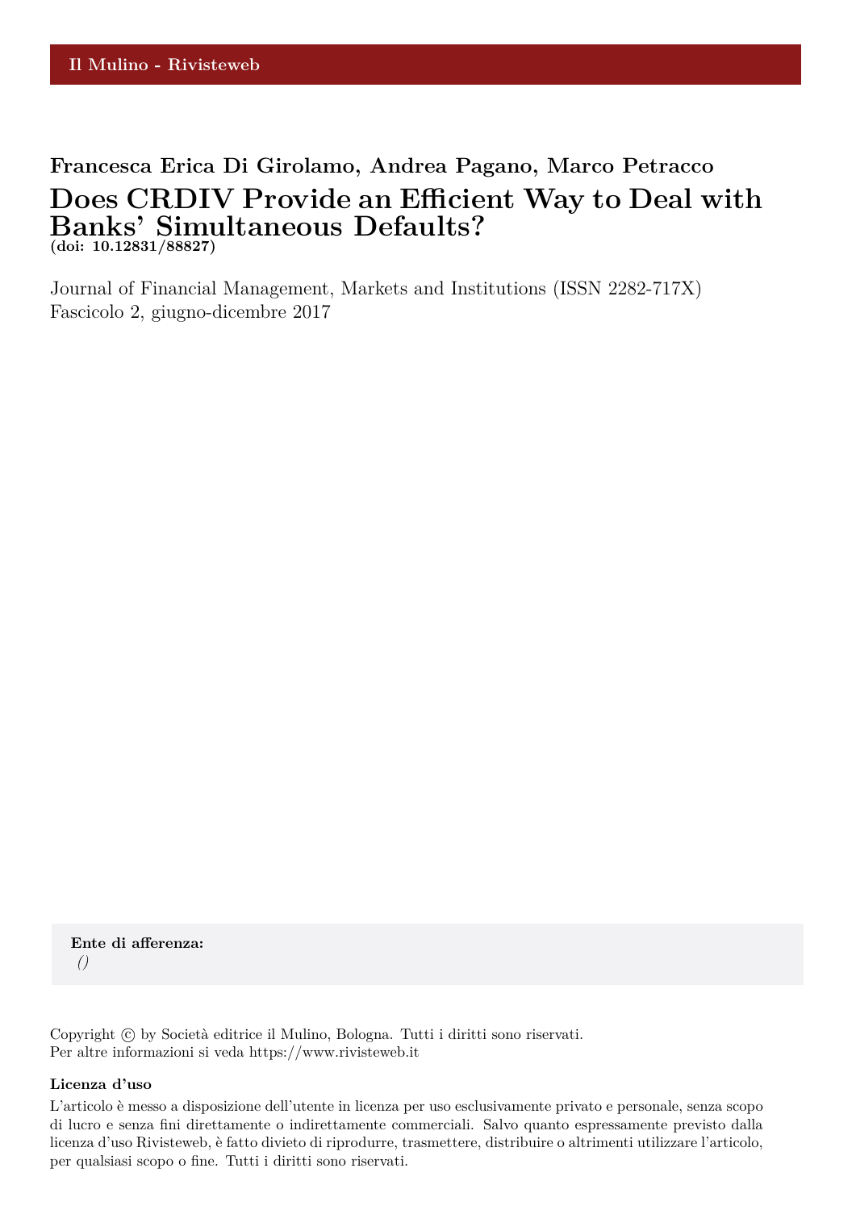Il Mulino - Rivisteweb

**Francesca Erica Di Girolamo, Andrea Pagano, Marco Petracco**

# Does CRDIV Provide an Efficient Way to Deal with Banks' Simultaneous Defaults?

**(doi: 10.12831/88827)**

Journal of Financial Management, Markets and Institutions (ISSN 2282-717X)
Fascicolo 2, giugno-dicembre 2017

**Ente di afferenza:**
*()*

Copyright © by Società editrice il Mulino, Bologna. Tutti i diritti sono riservati.
Per altre informazioni si veda https://www.rivisteweb.it

**Licenza d'uso**

L'articolo è messo a disposizione dell'utente in licenza per uso esclusivamente privato e personale, senza scopo di lucro e senza fini direttamente o indirettamente commerciali. Salvo quanto espressamente previsto dalla licenza d'uso Rivisteweb, è fatto divieto di riprodurre, trasmettere, distribuire o altrimenti utilizzare l'articolo, per qualsiasi scopo o fine. Tutti i diritti sono riservati.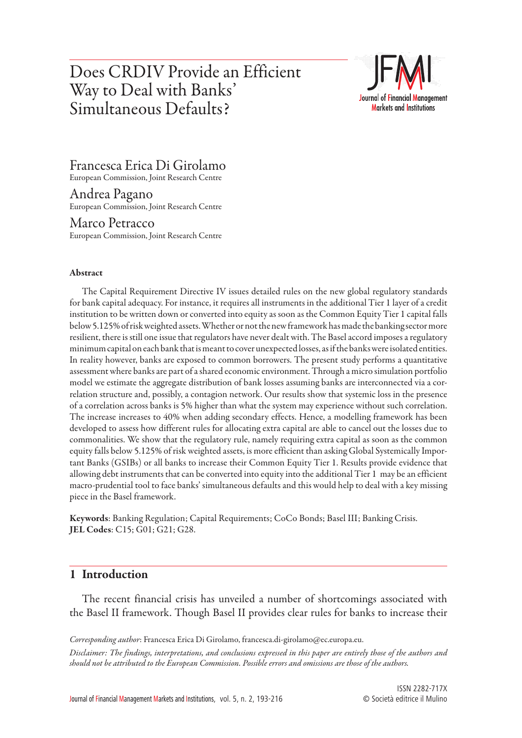# Does CRDIV Provide an Efficient Way to Deal with Banks' Simultaneous Defaults?

**Francesca Erica Di Girolamo**
European Commission, Joint Research Centre

**Andrea Pagano**
European Commission, Joint Research Centre

**Marco Petracco**
European Commission, Joint Research Centre

### Abstract

The Capital Requirement Directive IV issues detailed rules on the new global regulatory standards for bank capital adequacy. For instance, it requires all instruments in the additional Tier 1 layer of a credit institution to be written down or converted into equity as soon as the Common Equity Tier 1 capital falls below 5.125% of risk weighted assets. Whether or not the new framework has made the banking sector more resilient, there is still one issue that regulators have never dealt with. The Basel accord imposes a regulatory minimum capital on each bank that is meant to cover unexpected losses, as if the banks were isolated entities. In reality however, banks are exposed to common borrowers. The present study performs a quantitative assessment where banks are part of a shared economic environment. Through a micro simulation portfolio model we estimate the aggregate distribution of bank losses assuming banks are interconnected via a correlation structure and, possibly, a contagion network. Our results show that systemic loss in the presence of a correlation across banks is 5% higher than what the system may experience without such correlation. The increase increases to 40% when adding secondary effects. Hence, a modelling framework has been developed to assess how different rules for allocating extra capital are able to cancel out the losses due to commonalities. We show that the regulatory rule, namely requiring extra capital as soon as the common equity falls below 5.125% of risk weighted assets, is more efficient than asking Global Systemically Important Banks (GSIBs) or all banks to increase their Common Equity Tier 1. Results provide evidence that allowing debt instruments that can be converted into equity into the additional Tier 1 may be an efficient macro-prudential tool to face banks' simultaneous defaults and this would help to deal with a key missing piece in the Basel framework.

**Keywords**: Banking Regulation; Capital Requirements; CoCo Bonds; Basel III; Banking Crisis.
**JEL Codes**: C15; G01; G21; G28.

## 1 Introduction

The recent financial crisis has unveiled a number of shortcomings associated with the Basel II framework. Though Basel II provides clear rules for banks to increase their

*Corresponding author*: Francesca Erica Di Girolamo, francesca.di-girolamo@ec.europa.eu.

*Disclaimer: The findings, interpretations, and conclusions expressed in this paper are entirely those of the authors and should not be attributed to the European Commission. Possible errors and omissions are those of the authors.*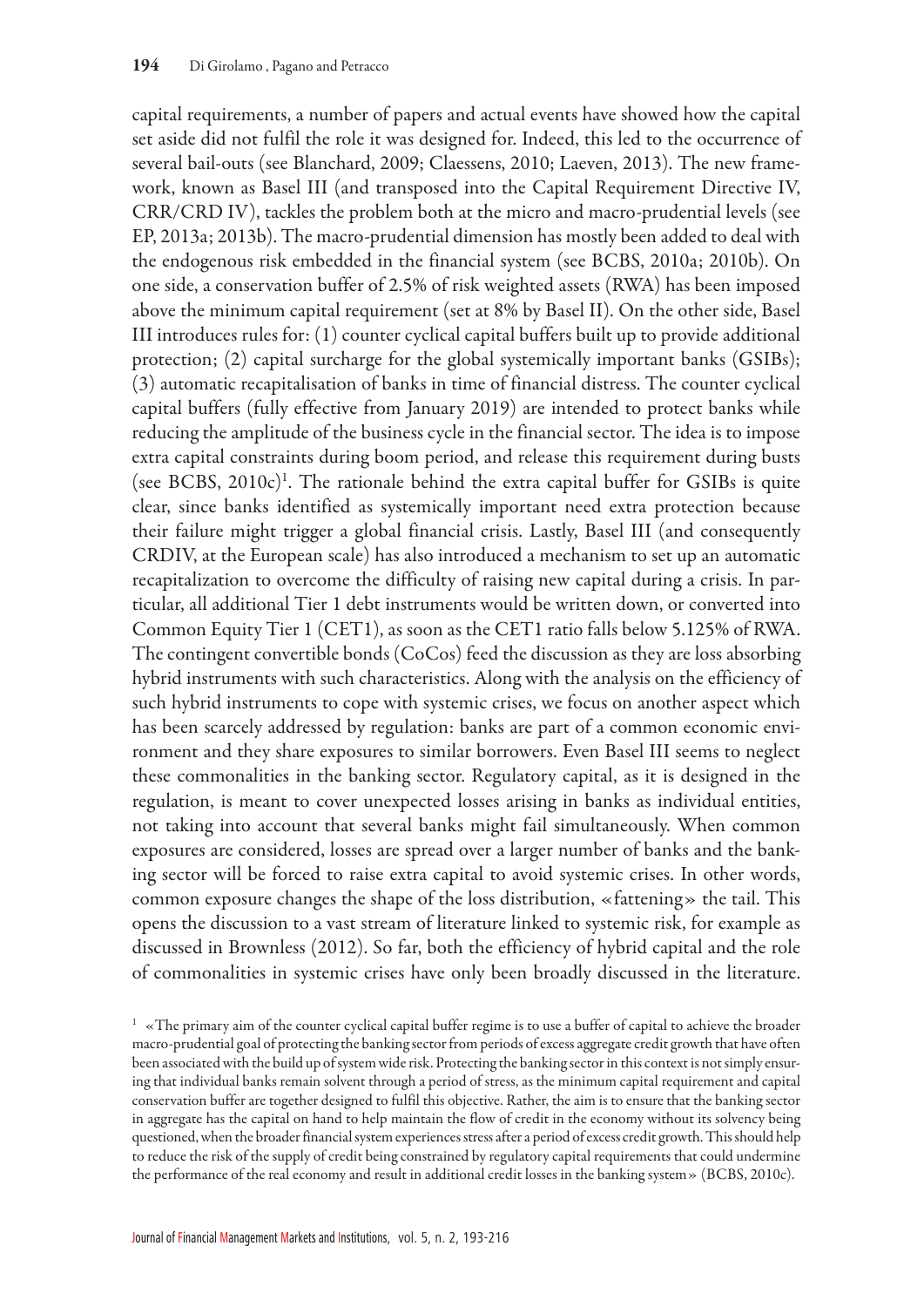capital requirements, a number of papers and actual events have showed how the capital set aside did not fulfil the role it was designed for. Indeed, this led to the occurrence of several bail-outs (see Blanchard, 2009; Claessens, 2010; Laeven, 2013). The new framework, known as Basel III (and transposed into the Capital Requirement Directive IV, CRR/CRD IV), tackles the problem both at the micro and macro-prudential levels (see EP, 2013a; 2013b). The macro-prudential dimension has mostly been added to deal with the endogenous risk embedded in the financial system (see BCBS, 2010a; 2010b). On one side, a conservation buffer of 2.5% of risk weighted assets (RWA) has been imposed above the minimum capital requirement (set at 8% by Basel II). On the other side, Basel III introduces rules for: (1) counter cyclical capital buffers built up to provide additional protection; (2) capital surcharge for the global systemically important banks (GSIBs); (3) automatic recapitalisation of banks in time of financial distress. The counter cyclical capital buffers (fully effective from January 2019) are intended to protect banks while reducing the amplitude of the business cycle in the financial sector. The idea is to impose extra capital constraints during boom period, and release this requirement during busts (see BCBS, 2010c)[1]. The rationale behind the extra capital buffer for GSIBs is quite clear, since banks identified as systemically important need extra protection because their failure might trigger a global financial crisis. Lastly, Basel III (and consequently CRDIV, at the European scale) has also introduced a mechanism to set up an automatic recapitalization to overcome the difficulty of raising new capital during a crisis. In particular, all additional Tier 1 debt instruments would be written down, or converted into Common Equity Tier 1 (CET1), as soon as the CET1 ratio falls below 5.125% of RWA. The contingent convertible bonds (CoCos) feed the discussion as they are loss absorbing hybrid instruments with such characteristics. Along with the analysis on the efficiency of such hybrid instruments to cope with systemic crises, we focus on another aspect which has been scarcely addressed by regulation: banks are part of a common economic environment and they share exposures to similar borrowers. Even Basel III seems to neglect these commonalities in the banking sector. Regulatory capital, as it is designed in the regulation, is meant to cover unexpected losses arising in banks as individual entities, not taking into account that several banks might fail simultaneously. When common exposures are considered, losses are spread over a larger number of banks and the banking sector will be forced to raise extra capital to avoid systemic crises. In other words, common exposure changes the shape of the loss distribution, «fattening» the tail. This opens the discussion to a vast stream of literature linked to systemic risk, for example as discussed in Brownless (2012). So far, both the efficiency of hybrid capital and the role of commonalities in systemic crises have only been broadly discussed in the literature.

[1] «The primary aim of the counter cyclical capital buffer regime is to use a buffer of capital to achieve the broader macro-prudential goal of protecting the banking sector from periods of excess aggregate credit growth that have often been associated with the build up of system wide risk. Protecting the banking sector in this context is not simply ensuring that individual banks remain solvent through a period of stress, as the minimum capital requirement and capital conservation buffer are together designed to fulfil this objective. Rather, the aim is to ensure that the banking sector in aggregate has the capital on hand to help maintain the flow of credit in the economy without its solvency being questioned, when the broader financial system experiences stress after a period of excess credit growth. This should help to reduce the risk of the supply of credit being constrained by regulatory capital requirements that could undermine the performance of the real economy and result in additional credit losses in the banking system» (BCBS, 2010c).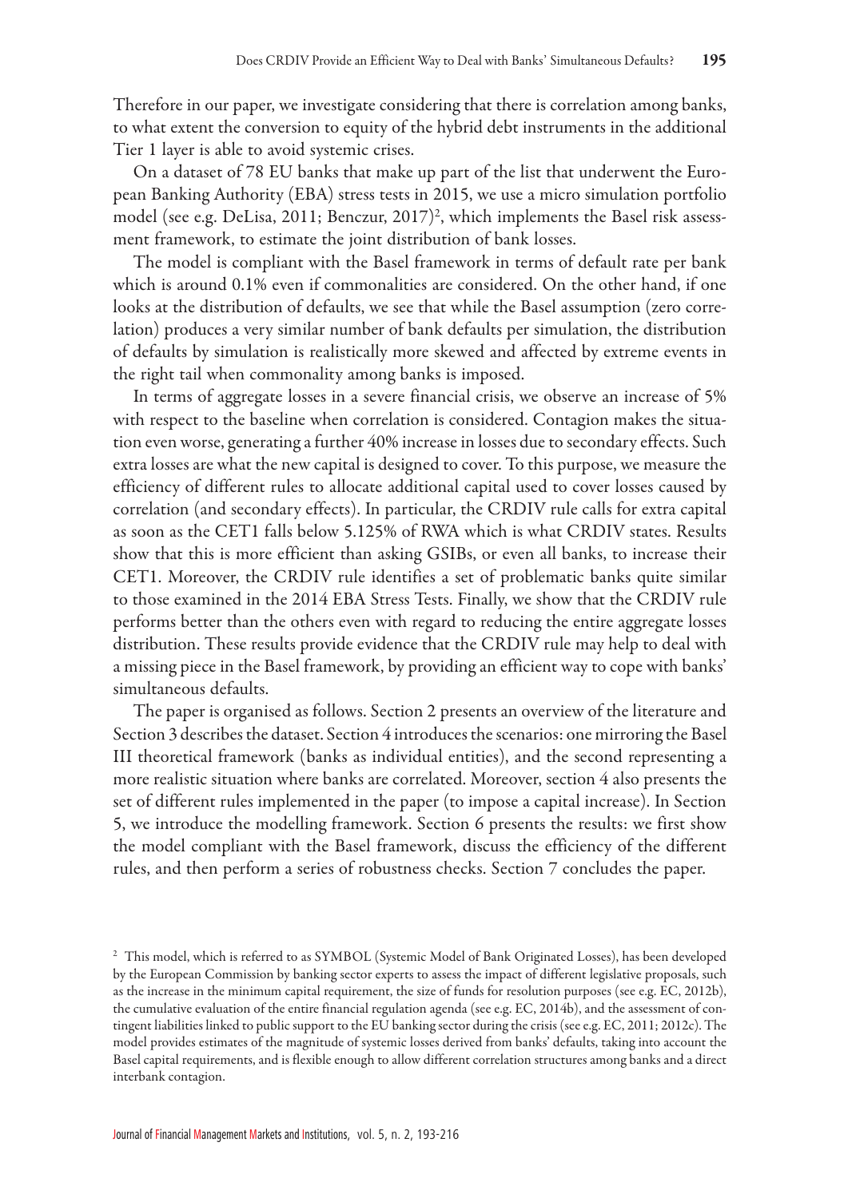Therefore in our paper, we investigate considering that there is correlation among banks, to what extent the conversion to equity of the hybrid debt instruments in the additional Tier 1 layer is able to avoid systemic crises.

On a dataset of 78 EU banks that make up part of the list that underwent the European Banking Authority (EBA) stress tests in 2015, we use a micro simulation portfolio model (see e.g. DeLisa, 2011; Benczur, 2017)[2], which implements the Basel risk assessment framework, to estimate the joint distribution of bank losses.

The model is compliant with the Basel framework in terms of default rate per bank which is around 0.1% even if commonalities are considered. On the other hand, if one looks at the distribution of defaults, we see that while the Basel assumption (zero correlation) produces a very similar number of bank defaults per simulation, the distribution of defaults by simulation is realistically more skewed and affected by extreme events in the right tail when commonality among banks is imposed.

In terms of aggregate losses in a severe financial crisis, we observe an increase of 5% with respect to the baseline when correlation is considered. Contagion makes the situation even worse, generating a further 40% increase in losses due to secondary effects. Such extra losses are what the new capital is designed to cover. To this purpose, we measure the efficiency of different rules to allocate additional capital used to cover losses caused by correlation (and secondary effects). In particular, the CRDIV rule calls for extra capital as soon as the CET1 falls below 5.125% of RWA which is what CRDIV states. Results show that this is more efficient than asking GSIBs, or even all banks, to increase their CET1. Moreover, the CRDIV rule identifies a set of problematic banks quite similar to those examined in the 2014 EBA Stress Tests. Finally, we show that the CRDIV rule performs better than the others even with regard to reducing the entire aggregate losses distribution. These results provide evidence that the CRDIV rule may help to deal with a missing piece in the Basel framework, by providing an efficient way to cope with banks' simultaneous defaults.

The paper is organised as follows. Section 2 presents an overview of the literature and Section 3 describes the dataset. Section 4 introduces the scenarios: one mirroring the Basel III theoretical framework (banks as individual entities), and the second representing a more realistic situation where banks are correlated. Moreover, section 4 also presents the set of different rules implemented in the paper (to impose a capital increase). In Section 5, we introduce the modelling framework. Section 6 presents the results: we first show the model compliant with the Basel framework, discuss the efficiency of the different rules, and then perform a series of robustness checks. Section 7 concludes the paper.

[2] This model, which is referred to as SYMBOL (Systemic Model of Bank Originated Losses), has been developed by the European Commission by banking sector experts to assess the impact of different legislative proposals, such as the increase in the minimum capital requirement, the size of funds for resolution purposes (see e.g. EC, 2012b), the cumulative evaluation of the entire financial regulation agenda (see e.g. EC, 2014b), and the assessment of contingent liabilities linked to public support to the EU banking sector during the crisis (see e.g. EC, 2011; 2012c). The model provides estimates of the magnitude of systemic losses derived from banks' defaults, taking into account the Basel capital requirements, and is flexible enough to allow different correlation structures among banks and a direct interbank contagion.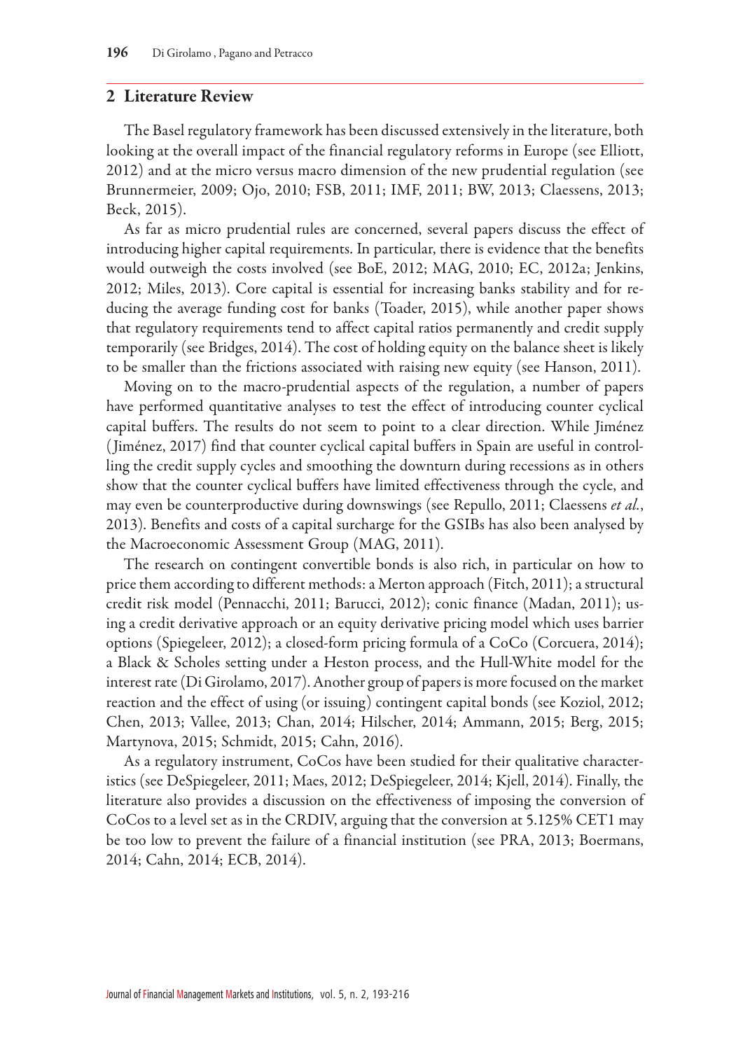## 2 Literature Review

The Basel regulatory framework has been discussed extensively in the literature, both looking at the overall impact of the financial regulatory reforms in Europe (see Elliott, 2012) and at the micro versus macro dimension of the new prudential regulation (see Brunnermeier, 2009; Ojo, 2010; FSB, 2011; IMF, 2011; BW, 2013; Claessens, 2013; Beck, 2015).

As far as micro prudential rules are concerned, several papers discuss the effect of introducing higher capital requirements. In particular, there is evidence that the benefits would outweigh the costs involved (see BoE, 2012; MAG, 2010; EC, 2012a; Jenkins, 2012; Miles, 2013). Core capital is essential for increasing banks stability and for reducing the average funding cost for banks (Toader, 2015), while another paper shows that regulatory requirements tend to affect capital ratios permanently and credit supply temporarily (see Bridges, 2014). The cost of holding equity on the balance sheet is likely to be smaller than the frictions associated with raising new equity (see Hanson, 2011).

Moving on to the macro-prudential aspects of the regulation, a number of papers have performed quantitative analyses to test the effect of introducing counter cyclical capital buffers. The results do not seem to point to a clear direction. While Jiménez (Jiménez, 2017) find that counter cyclical capital buffers in Spain are useful in controlling the credit supply cycles and smoothing the downturn during recessions as in others show that the counter cyclical buffers have limited effectiveness through the cycle, and may even be counterproductive during downswings (see Repullo, 2011; Claessens *et al.*, 2013). Benefits and costs of a capital surcharge for the GSIBs has also been analysed by the Macroeconomic Assessment Group (MAG, 2011).

The research on contingent convertible bonds is also rich, in particular on how to price them according to different methods: a Merton approach (Fitch, 2011); a structural credit risk model (Pennacchi, 2011; Barucci, 2012); conic finance (Madan, 2011); using a credit derivative approach or an equity derivative pricing model which uses barrier options (Spiegeleer, 2012); a closed-form pricing formula of a CoCo (Corcuera, 2014); a Black & Scholes setting under a Heston process, and the Hull-White model for the interest rate (Di Girolamo, 2017). Another group of papers is more focused on the market reaction and the effect of using (or issuing) contingent capital bonds (see Koziol, 2012; Chen, 2013; Vallee, 2013; Chan, 2014; Hilscher, 2014; Ammann, 2015; Berg, 2015; Martynova, 2015; Schmidt, 2015; Cahn, 2016).

As a regulatory instrument, CoCos have been studied for their qualitative characteristics (see DeSpiegeleer, 2011; Maes, 2012; DeSpiegeleer, 2014; Kjell, 2014). Finally, the literature also provides a discussion on the effectiveness of imposing the conversion of CoCos to a level set as in the CRDIV, arguing that the conversion at 5.125% CET1 may be too low to prevent the failure of a financial institution (see PRA, 2013; Boermans, 2014; Cahn, 2014; ECB, 2014).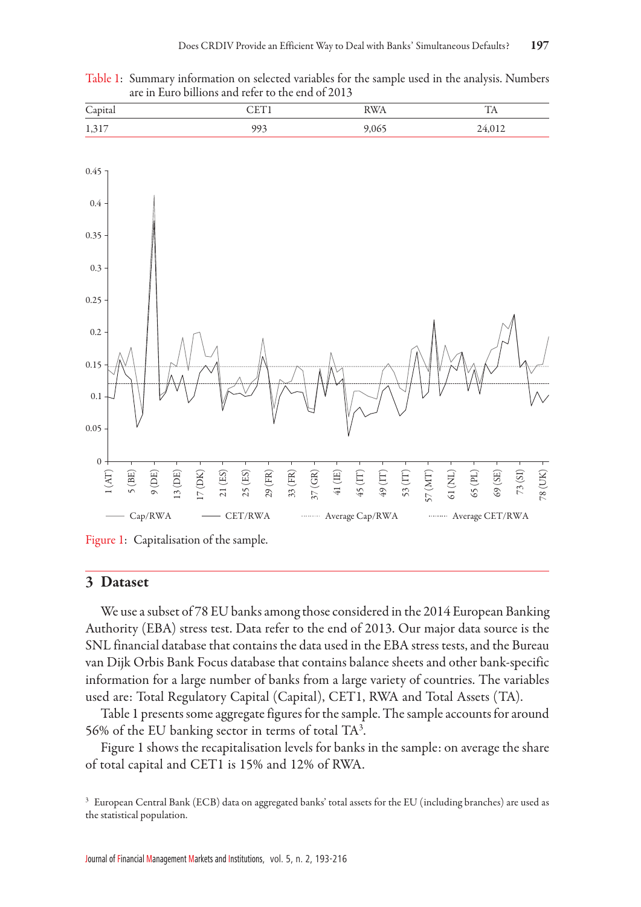Table 1: Summary information on selected variables for the sample used in the analysis. Numbers are in Euro billions and refer to the end of 2013

| Capital | CET1 | RWA | TA |
|---|---|---|---|
| 1,317 | 993 | 9,065 | 24,012 |

Figure 1: Capitalisation of the sample.

## 3 Dataset

We use a subset of 78 EU banks among those considered in the 2014 European Banking Authority (EBA) stress test. Data refer to the end of 2013. Our major data source is the SNL financial database that contains the data used in the EBA stress tests, and the Bureau van Dijk Orbis Bank Focus database that contains balance sheets and other bank-specific information for a large number of banks from a large variety of countries. The variables used are: Total Regulatory Capital (Capital), CET1, RWA and Total Assets (TA).

Table 1 presents some aggregate figures for the sample. The sample accounts for around 56% of the EU banking sector in terms of total TA[3].

Figure 1 shows the recapitalisation levels for banks in the sample: on average the share of total capital and CET1 is 15% and 12% of RWA.

[3] European Central Bank (ECB) data on aggregated banks' total assets for the EU (including branches) are used as the statistical population.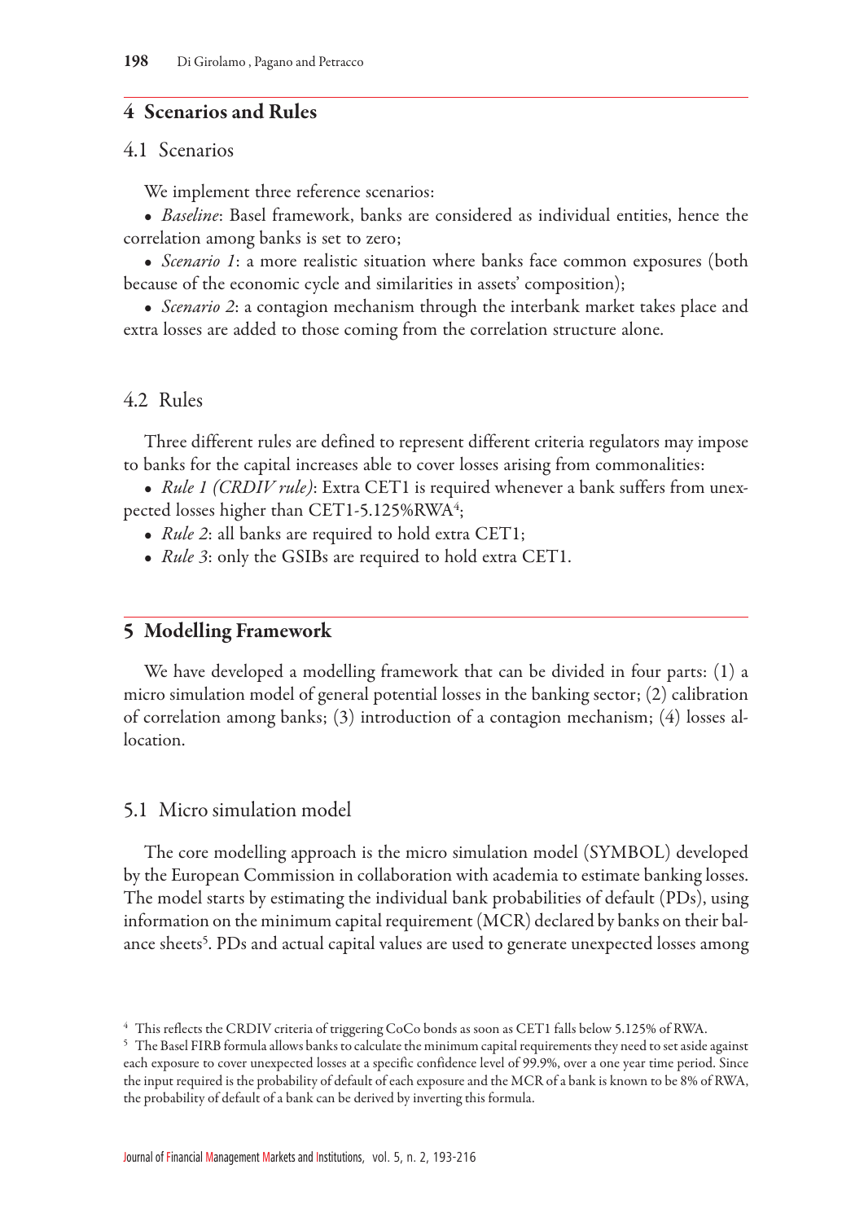## 4 Scenarios and Rules

### 4.1 Scenarios

We implement three reference scenarios:

- *Baseline*: Basel framework, banks are considered as individual entities, hence the correlation among banks is set to zero;
- *Scenario 1*: a more realistic situation where banks face common exposures (both because of the economic cycle and similarities in assets' composition);
- *Scenario 2*: a contagion mechanism through the interbank market takes place and extra losses are added to those coming from the correlation structure alone.

### 4.2 Rules

Three different rules are defined to represent different criteria regulators may impose to banks for the capital increases able to cover losses arising from commonalities:

- *Rule 1 (CRDIV rule)*: Extra CET1 is required whenever a bank suffers from unexpected losses higher than CET1-5.125%RWA[4];
- *Rule 2*: all banks are required to hold extra CET1;
- *Rule 3*: only the GSIBs are required to hold extra CET1.

## 5 Modelling Framework

We have developed a modelling framework that can be divided in four parts: (1) a micro simulation model of general potential losses in the banking sector; (2) calibration of correlation among banks; (3) introduction of a contagion mechanism; (4) losses allocation.

### 5.1 Micro simulation model

The core modelling approach is the micro simulation model (SYMBOL) developed by the European Commission in collaboration with academia to estimate banking losses. The model starts by estimating the individual bank probabilities of default (PDs), using information on the minimum capital requirement (MCR) declared by banks on their balance sheets[5]. PDs and actual capital values are used to generate unexpected losses among

---

[4] This reflects the CRDIV criteria of triggering CoCo bonds as soon as CET1 falls below 5.125% of RWA.

[5] The Basel FIRB formula allows banks to calculate the minimum capital requirements they need to set aside against each exposure to cover unexpected losses at a specific confidence level of 99.9%, over a one year time period. Since the input required is the probability of default of each exposure and the MCR of a bank is known to be 8% of RWA, the probability of default of a bank can be derived by inverting this formula.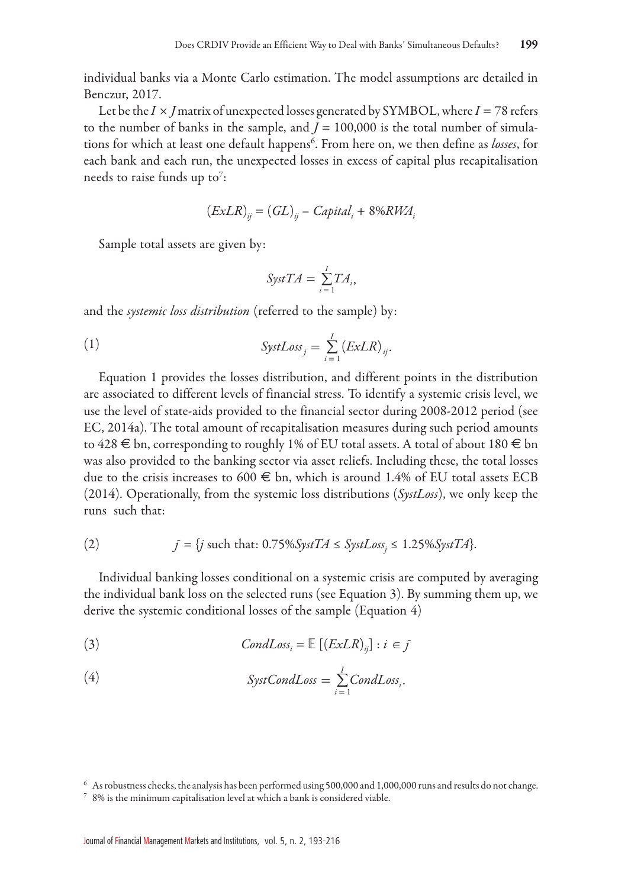individual banks via a Monte Carlo estimation. The model assumptions are detailed in Benczur, 2017.

Let be the $I \times J$ matrix of unexpected losses generated by SYMBOL, where $I = 78$ refers to the number of banks in the sample, and $J = 100{,}000$ is the total number of simulations for which at least one default happens[6]. From here on, we then define as *losses*, for each bank and each run, the unexpected losses in excess of capital plus recapitalisation needs to raise funds up to[7]:

$$(ExLR)_{ij} = (GL)_{ij} - Capital_i + 8\%RWA_i$$

Sample total assets are given by:

$$SystTA = \sum_{i=1}^{I} TA_i,$$

and the *systemic loss distribution* (referred to the sample) by:

$$SystLoss_j = \sum_{i=1}^{I} (ExLR)_{ij}. \tag{1}$$

Equation 1 provides the losses distribution, and different points in the distribution are associated to different levels of financial stress. To identify a systemic crisis level, we use the level of state-aids provided to the financial sector during 2008-2012 period (see EC, 2014a). The total amount of recapitalisation measures during such period amounts to 428 € bn, corresponding to roughly 1% of EU total assets. A total of about 180 € bn was also provided to the banking sector via asset reliefs. Including these, the total losses due to the crisis increases to 600 € bn, which is around 1.4% of EU total assets ECB (2014). Operationally, from the systemic loss distributions (*SystLoss*), we only keep the runs such that:

$$\bar{j} = \{j \text{ such that: } 0.75\%SystTA \leq SystLoss_j \leq 1.25\%SystTA\}. \tag{2}$$

Individual banking losses conditional on a systemic crisis are computed by averaging the individual bank loss on the selected runs (see Equation 3). By summing them up, we derive the systemic conditional losses of the sample (Equation 4)

$$CondLoss_i = \mathbb{E}\left[(ExLR)_{ij}\right] : i \in \bar{j} \tag{3}$$

$$SystCondLoss = \sum_{i=1}^{I} CondLoss_i. \tag{4}$$

[6] As robustness checks, the analysis has been performed using 500,000 and 1,000,000 runs and results do not change.

[7] 8% is the minimum capitalisation level at which a bank is considered viable.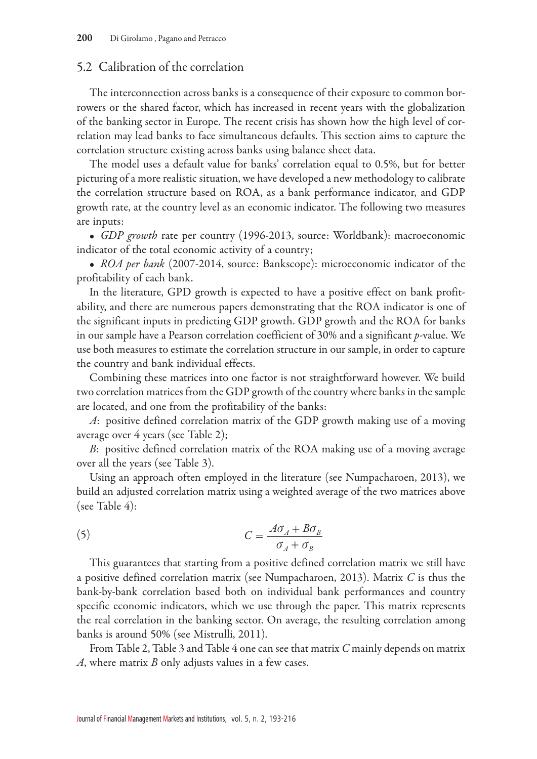## 5.2 Calibration of the correlation

The interconnection across banks is a consequence of their exposure to common borrowers or the shared factor, which has increased in recent years with the globalization of the banking sector in Europe. The recent crisis has shown how the high level of correlation may lead banks to face simultaneous defaults. This section aims to capture the correlation structure existing across banks using balance sheet data.

The model uses a default value for banks' correlation equal to 0.5%, but for better picturing of a more realistic situation, we have developed a new methodology to calibrate the correlation structure based on ROA, as a bank performance indicator, and GDP growth rate, at the country level as an economic indicator. The following two measures are inputs:

- *GDP growth* rate per country (1996-2013, source: Worldbank): macroeconomic indicator of the total economic activity of a country;
- *ROA per bank* (2007-2014, source: Bankscope): microeconomic indicator of the profitability of each bank.

In the literature, GPD growth is expected to have a positive effect on bank profitability, and there are numerous papers demonstrating that the ROA indicator is one of the significant inputs in predicting GDP growth. GDP growth and the ROA for banks in our sample have a Pearson correlation coefficient of 30% and a significant $p$-value. We use both measures to estimate the correlation structure in our sample, in order to capture the country and bank individual effects.

Combining these matrices into one factor is not straightforward however. We build two correlation matrices from the GDP growth of the country where banks in the sample are located, and one from the profitability of the banks:

$A$: positive defined correlation matrix of the GDP growth making use of a moving average over 4 years (see Table 2);

$B$: positive defined correlation matrix of the ROA making use of a moving average over all the years (see Table 3).

Using an approach often employed in the literature (see Numpacharoen, 2013), we build an adjusted correlation matrix using a weighted average of the two matrices above (see Table 4):

$$C = \frac{A\sigma_A + B\sigma_B}{\sigma_A + \sigma_B} \tag{5}$$

This guarantees that starting from a positive defined correlation matrix we still have a positive defined correlation matrix (see Numpacharoen, 2013). Matrix $C$ is thus the bank-by-bank correlation based both on individual bank performances and country specific economic indicators, which we use through the paper. This matrix represents the real correlation in the banking sector. On average, the resulting correlation among banks is around 50% (see Mistrulli, 2011).

From Table 2, Table 3 and Table 4 one can see that matrix $C$ mainly depends on matrix $A$, where matrix $B$ only adjusts values in a few cases.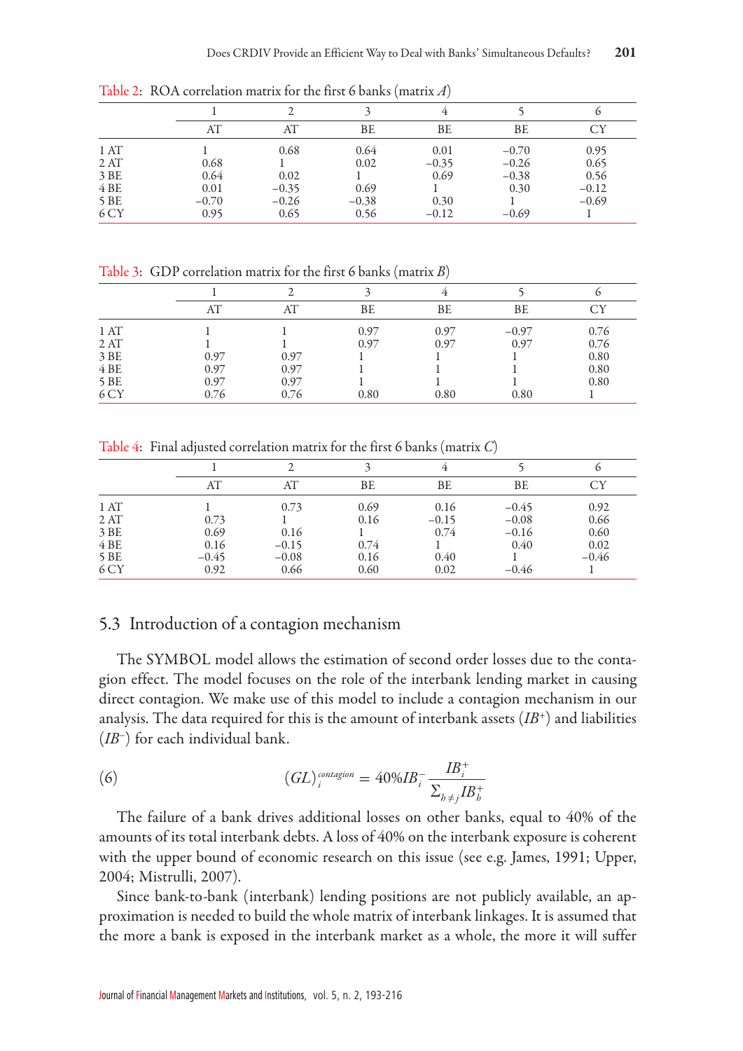Table 2: ROA correlation matrix for the first 6 banks (matrix $A$)

| | 1 | 2 | 3 | 4 | 5 | 6 |
|---|---|---|---|---|---|---|
| | AT | AT | BE | BE | BE | CY |
| 1 AT | 1 | 0.68 | 0.64 | 0.01 | −0.70 | 0.95 |
| 2 AT | 0.68 | 1 | 0.02 | −0.35 | −0.26 | 0.65 |
| 3 BE | 0.64 | 0.02 | 1 | 0.69 | −0.38 | 0.56 |
| 4 BE | 0.01 | −0.35 | 0.69 | 1 | 0.30 | −0.12 |
| 5 BE | −0.70 | −0.26 | −0.38 | 0.30 | 1 | −0.69 |
| 6 CY | 0.95 | 0.65 | 0.56 | −0.12 | −0.69 | 1 |

Table 3: GDP correlation matrix for the first 6 banks (matrix $B$)

| | 1 | 2 | 3 | 4 | 5 | 6 |
|---|---|---|---|---|---|---|
| | AT | AT | BE | BE | BE | CY |
| 1 AT | 1 | 1 | 0.97 | 0.97 | −0.97 | 0.76 |
| 2 AT | 1 | 1 | 0.97 | 0.97 | 0.97 | 0.76 |
| 3 BE | 0.97 | 0.97 | 1 | 1 | 1 | 0.80 |
| 4 BE | 0.97 | 0.97 | 1 | 1 | 1 | 0.80 |
| 5 BE | 0.97 | 0.97 | 1 | 1 | 1 | 0.80 |
| 6 CY | 0.76 | 0.76 | 0.80 | 0.80 | 0.80 | 1 |

Table 4: Final adjusted correlation matrix for the first 6 banks (matrix $C$)

| | 1 | 2 | 3 | 4 | 5 | 6 |
|---|---|---|---|---|---|---|
| | AT | AT | BE | BE | BE | CY |
| 1 AT | 1 | 0.73 | 0.69 | 0.16 | −0.45 | 0.92 |
| 2 AT | 0.73 | 1 | 0.16 | −0.15 | −0.08 | 0.66 |
| 3 BE | 0.69 | 0.16 | 1 | 0.74 | −0.16 | 0.60 |
| 4 BE | 0.16 | −0.15 | 0.74 | 1 | 0.40 | 0.02 |
| 5 BE | −0.45 | −0.08 | 0.16 | 0.40 | 1 | −0.46 |
| 6 CY | 0.92 | 0.66 | 0.60 | 0.02 | −0.46 | 1 |

## 5.3 Introduction of a contagion mechanism

The SYMBOL model allows the estimation of second order losses due to the contagion effect. The model focuses on the role of the interbank lending market in causing direct contagion. We make use of this model to include a contagion mechanism in our analysis. The data required for this is the amount of interbank assets ($IB^{+}$) and liabilities ($IB^{-}$) for each individual bank.

$$(6) \qquad (GL)_i^{contagion} = 40\% IB_i^{-} \frac{IB_i^{+}}{\sum_{h \neq j} IB_h^{+}}$$

The failure of a bank drives additional losses on other banks, equal to 40% of the amounts of its total interbank debts. A loss of 40% on the interbank exposure is coherent with the upper bound of economic research on this issue (see e.g. James, 1991; Upper, 2004; Mistrulli, 2007).

Since bank-to-bank (interbank) lending positions are not publicly available, an approximation is needed to build the whole matrix of interbank linkages. It is assumed that the more a bank is exposed in the interbank market as a whole, the more it will suffer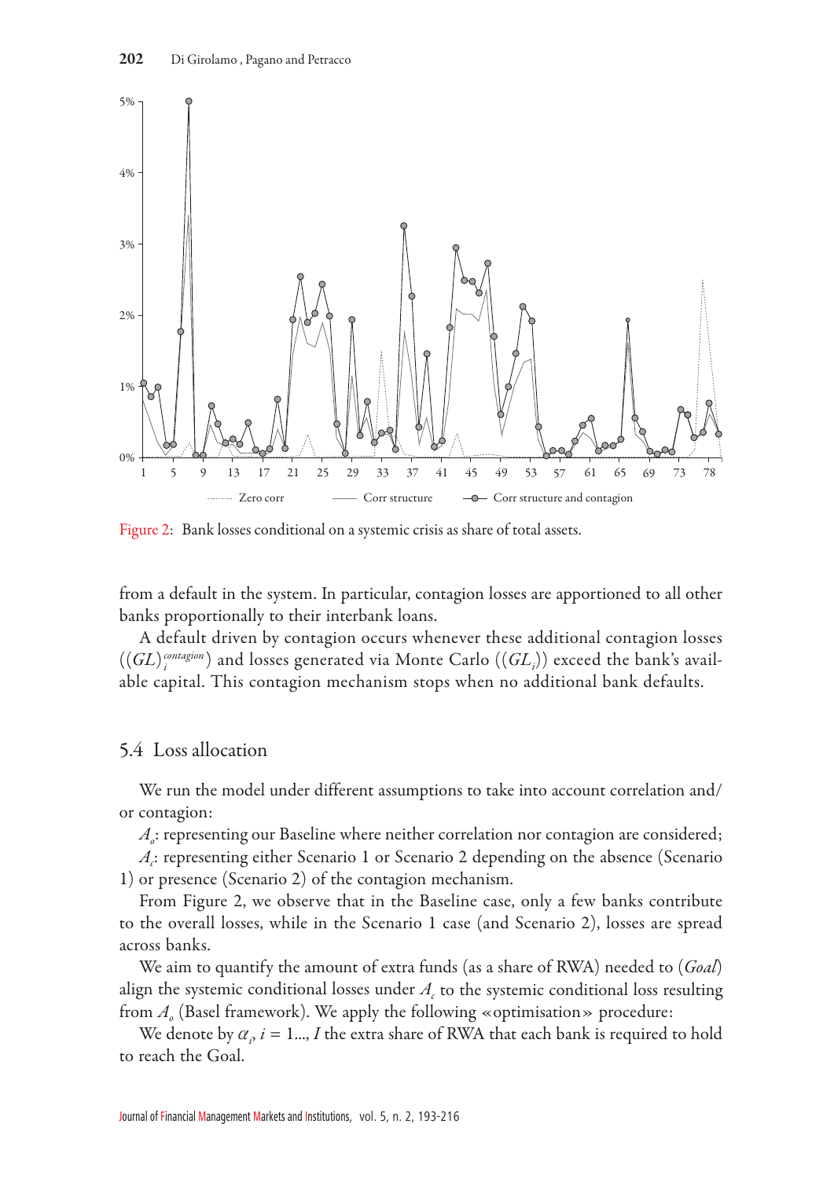Figure 2: Bank losses conditional on a systemic crisis as share of total assets.

from a default in the system. In particular, contagion losses are apportioned to all other banks proportionally to their interbank loans.

A default driven by contagion occurs whenever these additional contagion losses $((GL)_i^{contagion})$ and losses generated via Monte Carlo $((GL_i))$ exceed the bank's available capital. This contagion mechanism stops when no additional bank defaults.

## 5.4 Loss allocation

We run the model under different assumptions to take into account correlation and/or contagion:

$A_o$: representing our Baseline where neither correlation nor contagion are considered;

$A_c$: representing either Scenario 1 or Scenario 2 depending on the absence (Scenario 1) or presence (Scenario 2) of the contagion mechanism.

From Figure 2, we observe that in the Baseline case, only a few banks contribute to the overall losses, while in the Scenario 1 case (and Scenario 2), losses are spread across banks.

We aim to quantify the amount of extra funds (as a share of RWA) needed to (*Goal*) align the systemic conditional losses under $A_c$ to the systemic conditional loss resulting from $A_o$ (Basel framework). We apply the following «optimisation» procedure:

We denote by $\alpha_i$, $i = 1..., I$ the extra share of RWA that each bank is required to hold to reach the Goal.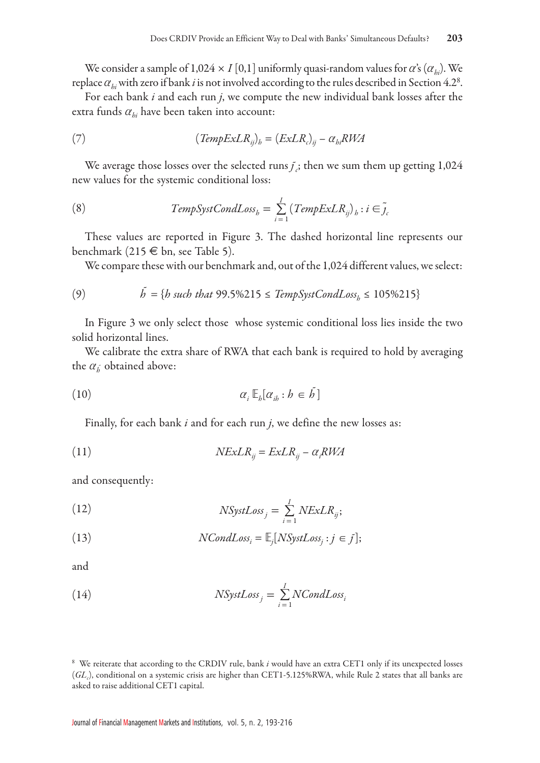We consider a sample of $1{,}024 \times I\,[0,1]$ uniformly quasi-random values for $\alpha$'s ($\alpha_{hi}$). We replace $\alpha_{hi}$ with zero if bank $i$ is not involved according to the rules described in Section 4.2[8].

For each bank $i$ and each run $j$, we compute the new individual bank losses after the extra funds $\alpha_{hi}$ have been taken into account:

$$(TempExLR_{ij})_h = (ExLR_c)_{ij} - \alpha_{hi}RWA \tag{7}$$

We average those losses over the selected runs $\tilde{j}_c$; then we sum them up getting 1,024 new values for the systemic conditional loss:

$$TempSystCondLoss_h = \sum_{i=1}^{I} (TempExLR_{ij})_h : i \in \tilde{j}_c \tag{8}$$

These values are reported in Figure 3. The dashed horizontal line represents our benchmark (215 € bn, see Table 5).

We compare these with our benchmark and, out of the 1,024 different values, we select:

$$\tilde{h} = \{h \text{ such that } 99.5\%215 \leq TempSystCondLoss_h \leq 105\%215\} \tag{9}$$

In Figure 3 we only select those whose systemic conditional loss lies inside the two solid horizontal lines.

We calibrate the extra share of RWA that each bank is required to hold by averaging the $\alpha_{\tilde{h}}$ obtained above:

$$\alpha_i \, \mathbb{E}_h[\alpha_{ih} : h \in \tilde{h}] \tag{10}$$

Finally, for each bank $i$ and for each run $j$, we define the new losses as:

$$NExLR_{ij} = ExLR_{ij} - \alpha_i RWA \tag{11}$$

and consequently:

$$NSystLoss_j = \sum_{i=1}^{I} NExLR_{ij}; \tag{12}$$

$$NCondLoss_i = \mathbb{E}_j[NSystLoss_j : j \in \tilde{j}]; \tag{13}$$

and

$$NSystLoss_j = \sum_{i=1}^{I} NCondLoss_i \tag{14}$$

[8] We reiterate that according to the CRDIV rule, bank $i$ would have an extra CET1 only if its unexpected losses ($GL_c$), conditional on a systemic crisis are higher than CET1-5.125%RWA, while Rule 2 states that all banks are asked to raise additional CET1 capital.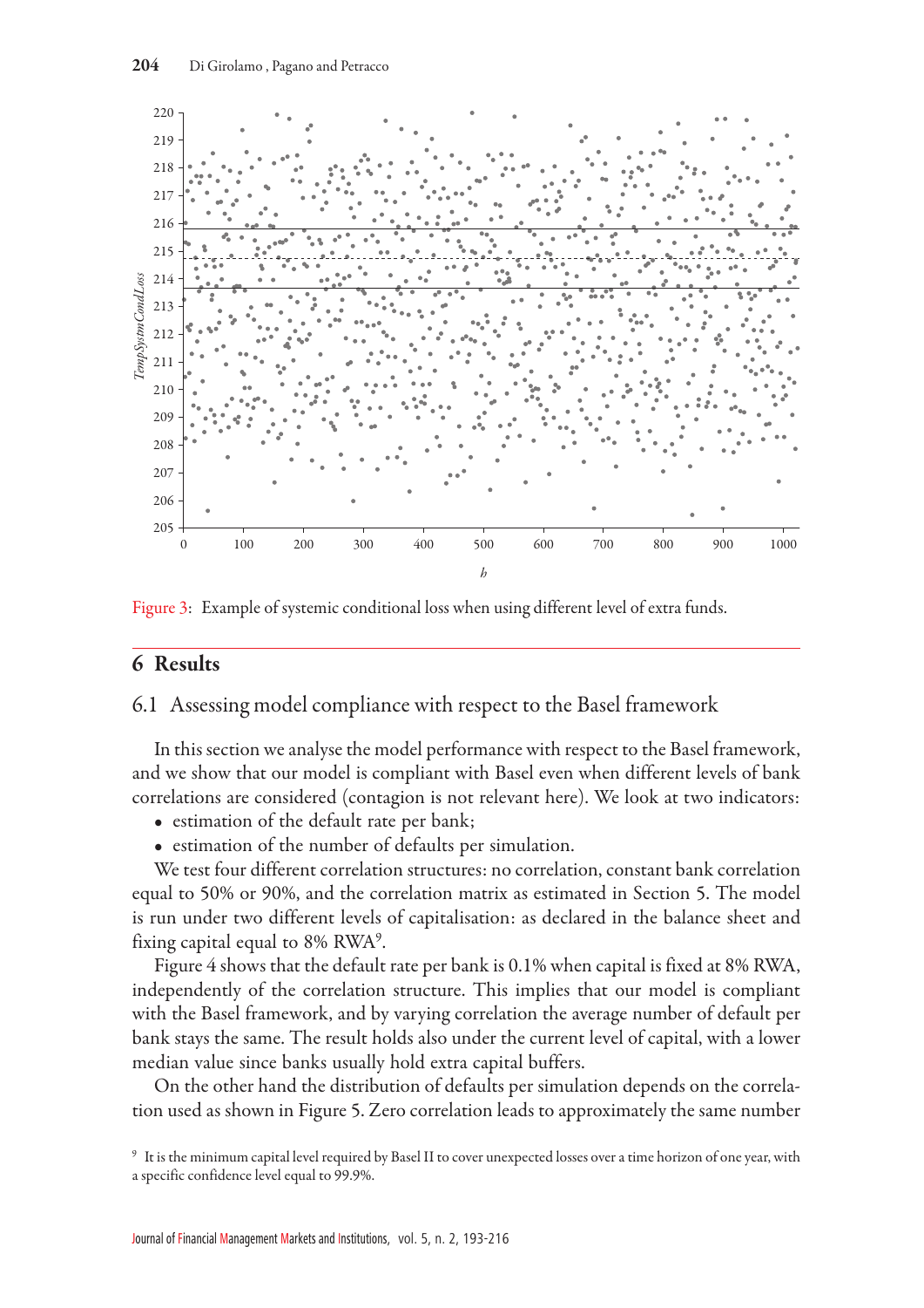Figure 3: Example of systemic conditional loss when using different level of extra funds.

## 6 Results

### 6.1 Assessing model compliance with respect to the Basel framework

In this section we analyse the model performance with respect to the Basel framework, and we show that our model is compliant with Basel even when different levels of bank correlations are considered (contagion is not relevant here). We look at two indicators:

- estimation of the default rate per bank;
- estimation of the number of defaults per simulation.

We test four different correlation structures: no correlation, constant bank correlation equal to 50% or 90%, and the correlation matrix as estimated in Section 5. The model is run under two different levels of capitalisation: as declared in the balance sheet and fixing capital equal to 8% RWA[9].

Figure 4 shows that the default rate per bank is 0.1% when capital is fixed at 8% RWA, independently of the correlation structure. This implies that our model is compliant with the Basel framework, and by varying correlation the average number of default per bank stays the same. The result holds also under the current level of capital, with a lower median value since banks usually hold extra capital buffers.

On the other hand the distribution of defaults per simulation depends on the correlation used as shown in Figure 5. Zero correlation leads to approximately the same number

[9] It is the minimum capital level required by Basel II to cover unexpected losses over a time horizon of one year, with a specific confidence level equal to 99.9%.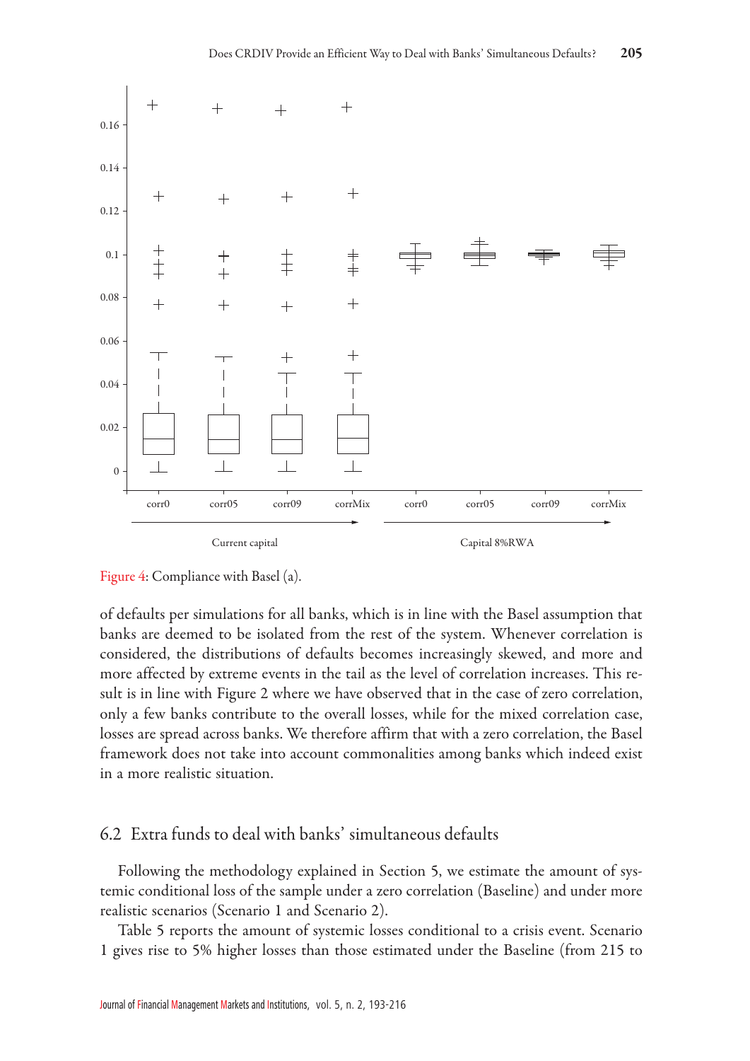Figure 4: Compliance with Basel (a).

of defaults per simulations for all banks, which is in line with the Basel assumption that banks are deemed to be isolated from the rest of the system. Whenever correlation is considered, the distributions of defaults becomes increasingly skewed, and more and more affected by extreme events in the tail as the level of correlation increases. This result is in line with Figure 2 where we have observed that in the case of zero correlation, only a few banks contribute to the overall losses, while for the mixed correlation case, losses are spread across banks. We therefore affirm that with a zero correlation, the Basel framework does not take into account commonalities among banks which indeed exist in a more realistic situation.

## 6.2 Extra funds to deal with banks' simultaneous defaults

Following the methodology explained in Section 5, we estimate the amount of systemic conditional loss of the sample under a zero correlation (Baseline) and under more realistic scenarios (Scenario 1 and Scenario 2).

Table 5 reports the amount of systemic losses conditional to a crisis event. Scenario 1 gives rise to 5% higher losses than those estimated under the Baseline (from 215 to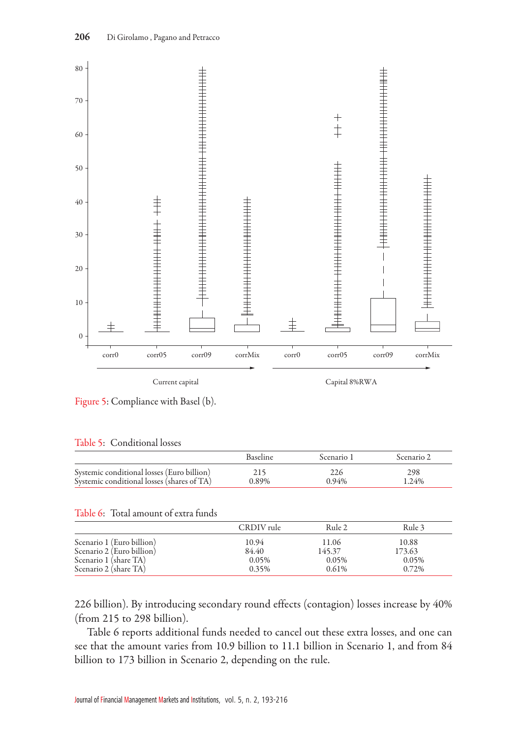Figure 5: Compliance with Basel (b).

Table 5: Conditional losses

| | Baseline | Scenario 1 | Scenario 2 |
|---|---|---|---|
| Systemic conditional losses (Euro billion) | 215 | 226 | 298 |
| Systemic conditional losses (shares of TA) | 0.89% | 0.94% | 1.24% |

Table 6: Total amount of extra funds

| | CRDIV rule | Rule 2 | Rule 3 |
|---|---|---|---|
| Scenario 1 (Euro billion) | 10.94 | 11.06 | 10.88 |
| Scenario 2 (Euro billion) | 84.40 | 145.37 | 173.63 |
| Scenario 1 (share TA) | 0.05% | 0.05% | 0.05% |
| Scenario 2 (share TA) | 0.35% | 0.61% | 0.72% |

226 billion). By introducing secondary round effects (contagion) losses increase by 40% (from 215 to 298 billion).

Table 6 reports additional funds needed to cancel out these extra losses, and one can see that the amount varies from 10.9 billion to 11.1 billion in Scenario 1, and from 84 billion to 173 billion in Scenario 2, depending on the rule.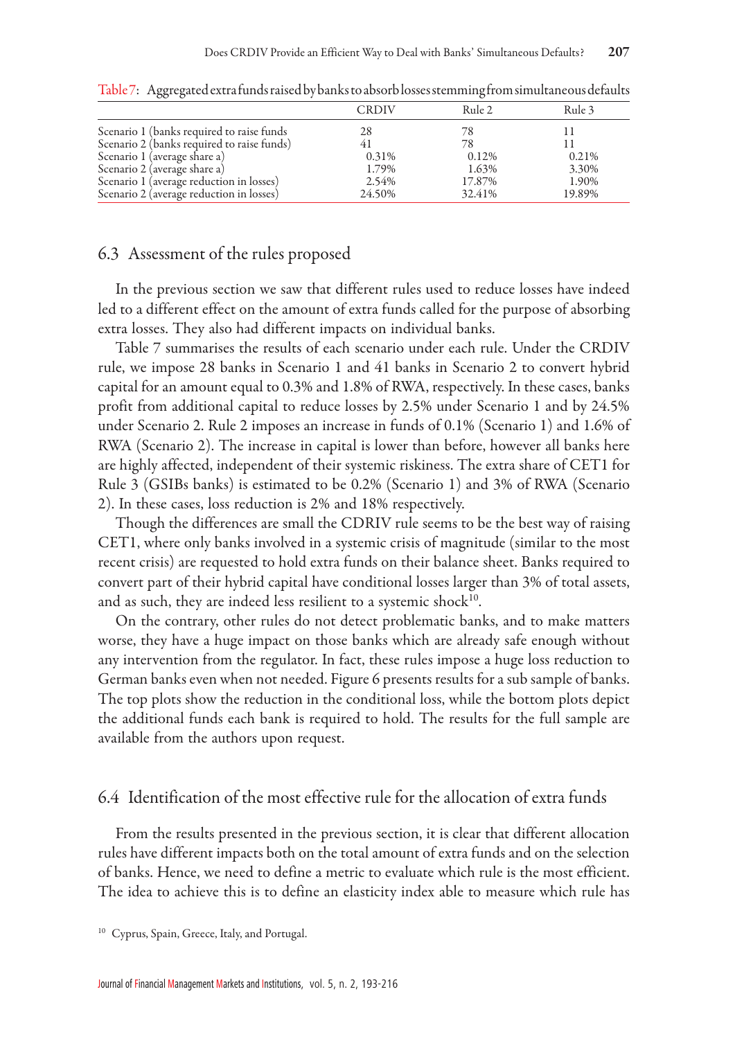Table 7: Aggregated extra funds raised by banks to absorb losses stemming from simultaneous defaults

| | CRDIV | Rule 2 | Rule 3 |
|---|---|---|---|
| Scenario 1 (banks required to raise funds | 28 | 78 | 11 |
| Scenario 2 (banks required to raise funds) | 41 | 78 | 11 |
| Scenario 1 (average share a) | 0.31% | 0.12% | 0.21% |
| Scenario 2 (average share a) | 1.79% | 1.63% | 3.30% |
| Scenario 1 (average reduction in losses) | 2.54% | 17.87% | 1.90% |
| Scenario 2 (average reduction in losses) | 24.50% | 32.41% | 19.89% |

## 6.3 Assessment of the rules proposed

In the previous section we saw that different rules used to reduce losses have indeed led to a different effect on the amount of extra funds called for the purpose of absorbing extra losses. They also had different impacts on individual banks.

Table 7 summarises the results of each scenario under each rule. Under the CRDIV rule, we impose 28 banks in Scenario 1 and 41 banks in Scenario 2 to convert hybrid capital for an amount equal to 0.3% and 1.8% of RWA, respectively. In these cases, banks profit from additional capital to reduce losses by 2.5% under Scenario 1 and by 24.5% under Scenario 2. Rule 2 imposes an increase in funds of 0.1% (Scenario 1) and 1.6% of RWA (Scenario 2). The increase in capital is lower than before, however all banks here are highly affected, independent of their systemic riskiness. The extra share of CET1 for Rule 3 (GSIBs banks) is estimated to be 0.2% (Scenario 1) and 3% of RWA (Scenario 2). In these cases, loss reduction is 2% and 18% respectively.

Though the differences are small the CDRIV rule seems to be the best way of raising CET1, where only banks involved in a systemic crisis of magnitude (similar to the most recent crisis) are requested to hold extra funds on their balance sheet. Banks required to convert part of their hybrid capital have conditional losses larger than 3% of total assets, and as such, they are indeed less resilient to a systemic shock[10].

On the contrary, other rules do not detect problematic banks, and to make matters worse, they have a huge impact on those banks which are already safe enough without any intervention from the regulator. In fact, these rules impose a huge loss reduction to German banks even when not needed. Figure 6 presents results for a sub sample of banks. The top plots show the reduction in the conditional loss, while the bottom plots depict the additional funds each bank is required to hold. The results for the full sample are available from the authors upon request.

## 6.4 Identification of the most effective rule for the allocation of extra funds

From the results presented in the previous section, it is clear that different allocation rules have different impacts both on the total amount of extra funds and on the selection of banks. Hence, we need to define a metric to evaluate which rule is the most efficient. The idea to achieve this is to define an elasticity index able to measure which rule has

[10] Cyprus, Spain, Greece, Italy, and Portugal.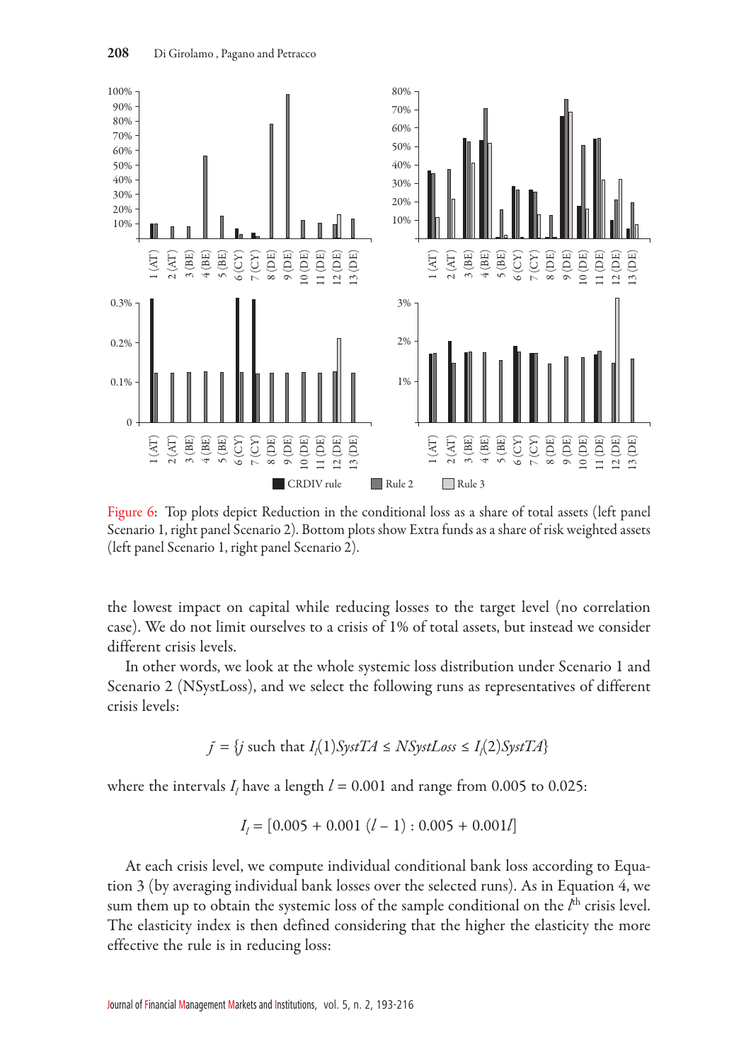Figure 6: Top plots depict Reduction in the conditional loss as a share of total assets (left panel Scenario 1, right panel Scenario 2). Bottom plots show Extra funds as a share of risk weighted assets (left panel Scenario 1, right panel Scenario 2).

the lowest impact on capital while reducing losses to the target level (no correlation case). We do not limit ourselves to a crisis of 1% of total assets, but instead we consider different crisis levels.

In other words, we look at the whole systemic loss distribution under Scenario 1 and Scenario 2 (NSystLoss), and we select the following runs as representatives of different crisis levels:

$$\bar{j} = \{j \text{ such that } I_l(1)SystTA \leq NSystLoss \leq I_l(2)SystTA\}$$

where the intervals $I_l$ have a length $l = 0.001$ and range from 0.005 to 0.025:

$$I_l = [0.005 + 0.001\ (l-1) : 0.005 + 0.001l]$$

At each crisis level, we compute individual conditional bank loss according to Equation 3 (by averaging individual bank losses over the selected runs). As in Equation 4, we sum them up to obtain the systemic loss of the sample conditional on the $l^{th}$ crisis level. The elasticity index is then defined considering that the higher the elasticity the more effective the rule is in reducing loss: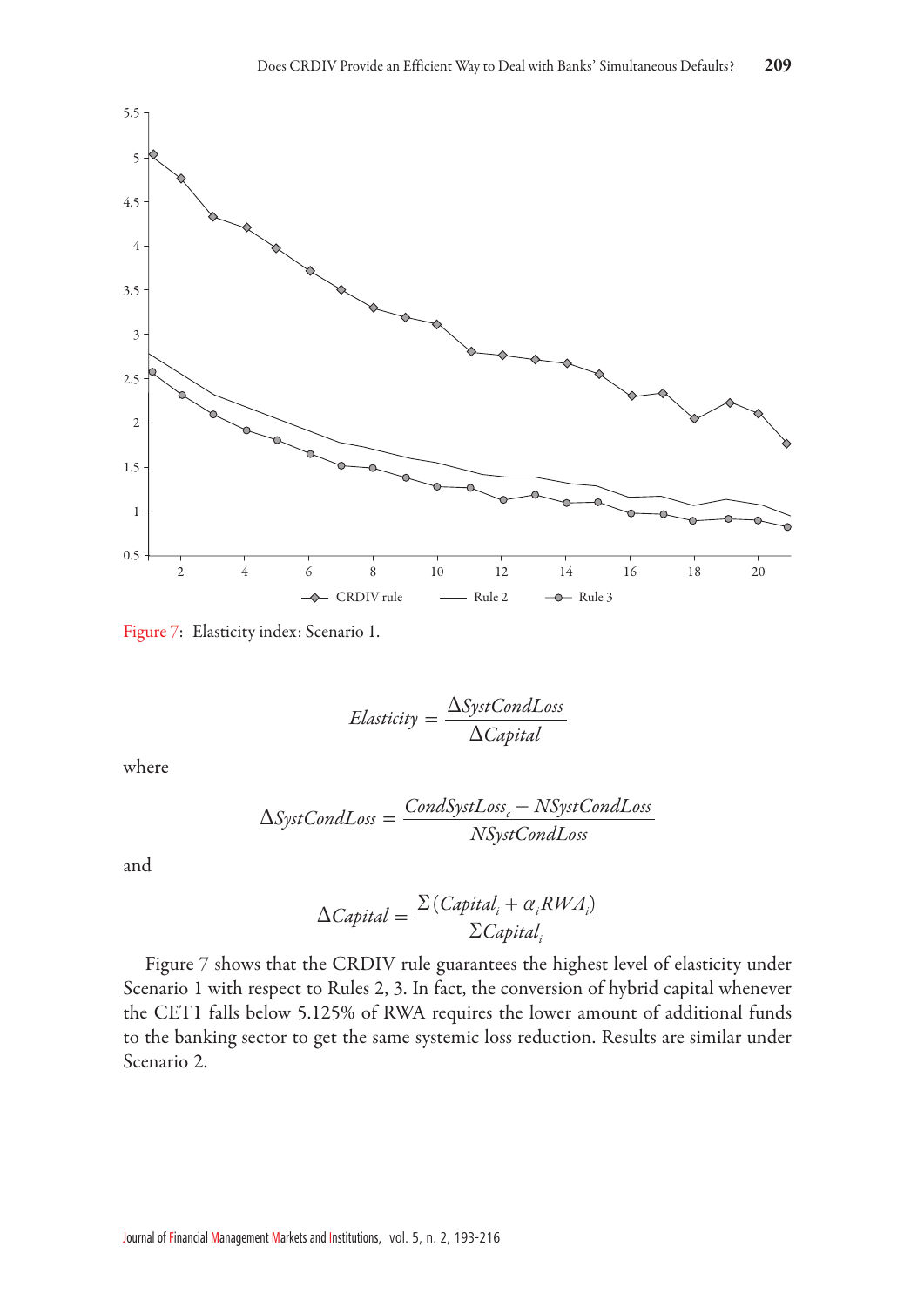Figure 7: Elasticity index: Scenario 1.

$$Elasticity = \frac{\Delta SystCondLoss}{\Delta Capital}$$

where

$$\Delta SystCondLoss = \frac{CondSystLoss_c - NSystCondLoss}{NSystCondLoss}$$

and

$$\Delta Capital = \frac{\Sigma(Capital_i + \alpha_i RWA_i)}{\Sigma Capital_i}$$

Figure 7 shows that the CRDIV rule guarantees the highest level of elasticity under Scenario 1 with respect to Rules 2, 3. In fact, the conversion of hybrid capital whenever the CET1 falls below 5.125% of RWA requires the lower amount of additional funds to the banking sector to get the same systemic loss reduction. Results are similar under Scenario 2.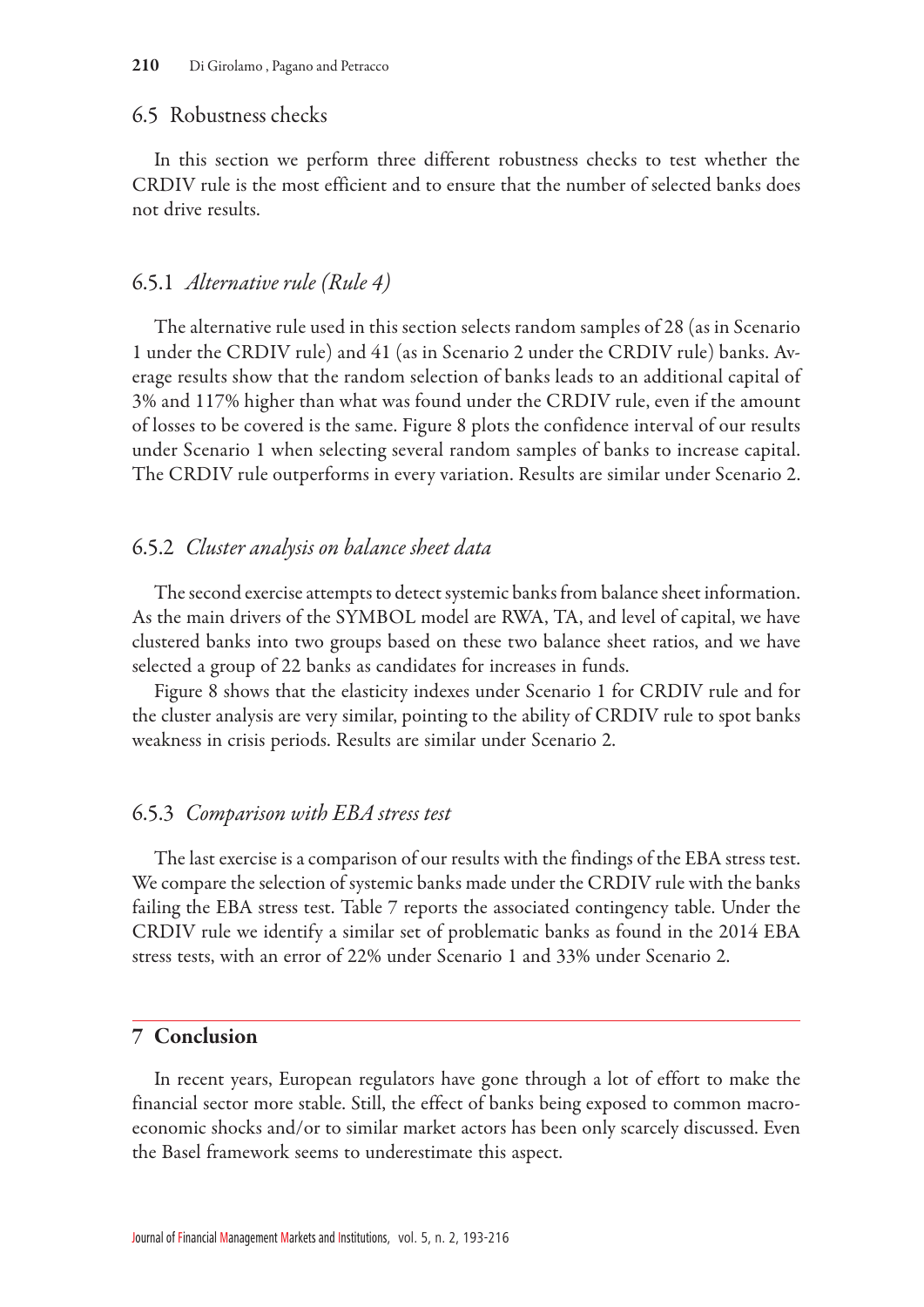## 6.5 Robustness checks

In this section we perform three different robustness checks to test whether the CRDIV rule is the most efficient and to ensure that the number of selected banks does not drive results.

### 6.5.1 *Alternative rule (Rule 4)*

The alternative rule used in this section selects random samples of 28 (as in Scenario 1 under the CRDIV rule) and 41 (as in Scenario 2 under the CRDIV rule) banks. Average results show that the random selection of banks leads to an additional capital of 3% and 117% higher than what was found under the CRDIV rule, even if the amount of losses to be covered is the same. Figure 8 plots the confidence interval of our results under Scenario 1 when selecting several random samples of banks to increase capital. The CRDIV rule outperforms in every variation. Results are similar under Scenario 2.

### 6.5.2 *Cluster analysis on balance sheet data*

The second exercise attempts to detect systemic banks from balance sheet information. As the main drivers of the SYMBOL model are RWA, TA, and level of capital, we have clustered banks into two groups based on these two balance sheet ratios, and we have selected a group of 22 banks as candidates for increases in funds.

Figure 8 shows that the elasticity indexes under Scenario 1 for CRDIV rule and for the cluster analysis are very similar, pointing to the ability of CRDIV rule to spot banks weakness in crisis periods. Results are similar under Scenario 2.

### 6.5.3 *Comparison with EBA stress test*

The last exercise is a comparison of our results with the findings of the EBA stress test. We compare the selection of systemic banks made under the CRDIV rule with the banks failing the EBA stress test. Table 7 reports the associated contingency table. Under the CRDIV rule we identify a similar set of problematic banks as found in the 2014 EBA stress tests, with an error of 22% under Scenario 1 and 33% under Scenario 2.

## 7 Conclusion

In recent years, European regulators have gone through a lot of effort to make the financial sector more stable. Still, the effect of banks being exposed to common macroeconomic shocks and/or to similar market actors has been only scarcely discussed. Even the Basel framework seems to underestimate this aspect.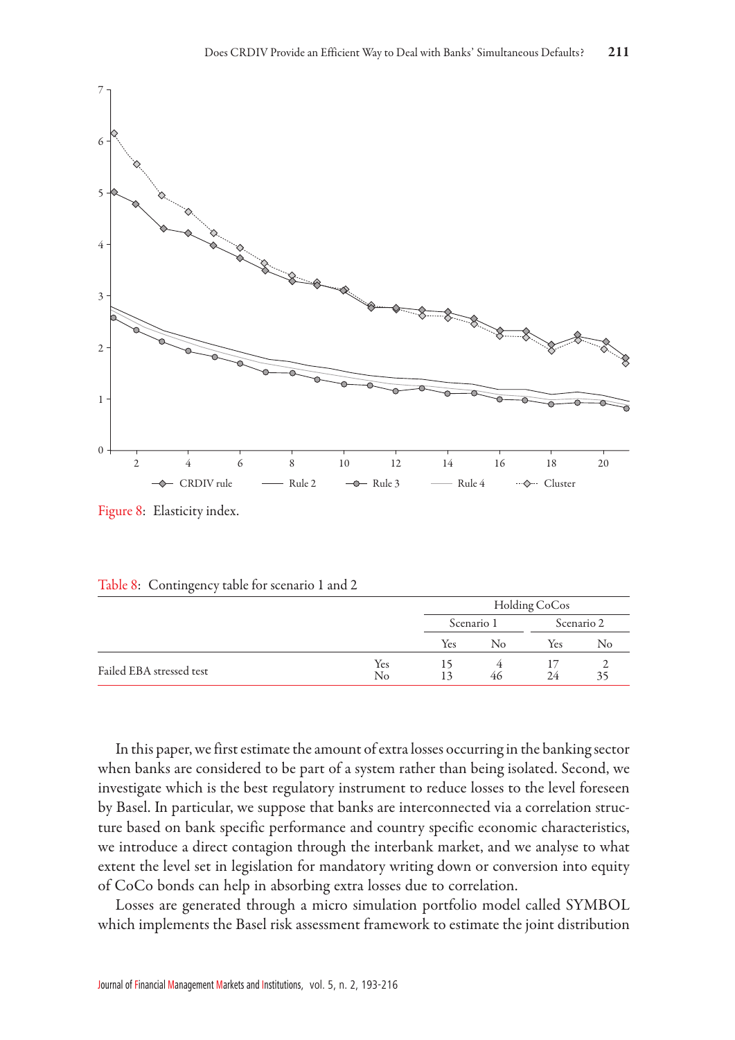Figure 8: Elasticity index.

Table 8: Contingency table for scenario 1 and 2

| | | Holding CoCos | | | |
|---|---|---|---|---|---|
| | | Scenario 1 | | Scenario 2 | |
| | | Yes | No | Yes | No |
| Failed EBA stressed test | Yes | 15 | 4 | 17 | 2 |
| | No | 13 | 46 | 24 | 35 |

In this paper, we first estimate the amount of extra losses occurring in the banking sector when banks are considered to be part of a system rather than being isolated. Second, we investigate which is the best regulatory instrument to reduce losses to the level foreseen by Basel. In particular, we suppose that banks are interconnected via a correlation structure based on bank specific performance and country specific economic characteristics, we introduce a direct contagion through the interbank market, and we analyse to what extent the level set in legislation for mandatory writing down or conversion into equity of CoCo bonds can help in absorbing extra losses due to correlation.

Losses are generated through a micro simulation portfolio model called SYMBOL which implements the Basel risk assessment framework to estimate the joint distribution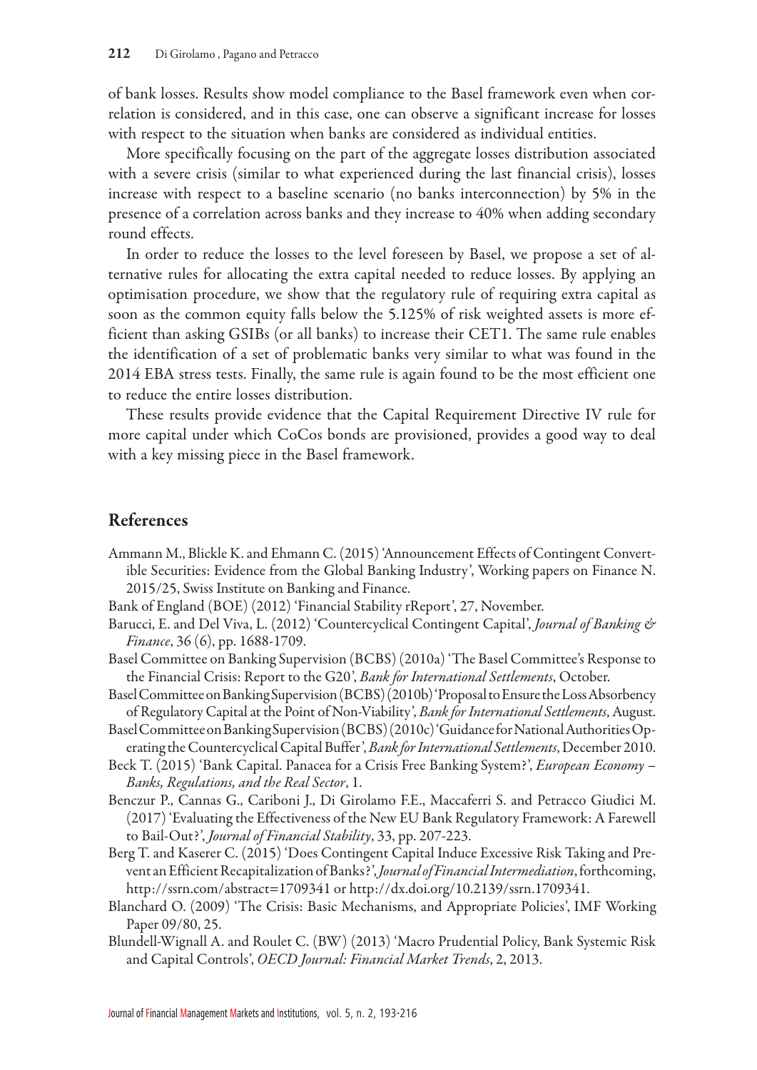of bank losses. Results show model compliance to the Basel framework even when correlation is considered, and in this case, one can observe a significant increase for losses with respect to the situation when banks are considered as individual entities.

More specifically focusing on the part of the aggregate losses distribution associated with a severe crisis (similar to what experienced during the last financial crisis), losses increase with respect to a baseline scenario (no banks interconnection) by 5% in the presence of a correlation across banks and they increase to 40% when adding secondary round effects.

In order to reduce the losses to the level foreseen by Basel, we propose a set of alternative rules for allocating the extra capital needed to reduce losses. By applying an optimisation procedure, we show that the regulatory rule of requiring extra capital as soon as the common equity falls below the 5.125% of risk weighted assets is more efficient than asking GSIBs (or all banks) to increase their CET1. The same rule enables the identification of a set of problematic banks very similar to what was found in the 2014 EBA stress tests. Finally, the same rule is again found to be the most efficient one to reduce the entire losses distribution.

These results provide evidence that the Capital Requirement Directive IV rule for more capital under which CoCos bonds are provisioned, provides a good way to deal with a key missing piece in the Basel framework.

## References

Ammann M., Blickle K. and Ehmann C. (2015) 'Announcement Effects of Contingent Convertible Securities: Evidence from the Global Banking Industry', Working papers on Finance N. 2015/25, Swiss Institute on Banking and Finance.

Bank of England (BOE) (2012) 'Financial Stability rReport', 27, November.

Barucci, E. and Del Viva, L. (2012) 'Countercyclical Contingent Capital', *Journal of Banking & Finance*, 36 (6), pp. 1688-1709.

Basel Committee on Banking Supervision (BCBS) (2010a) 'The Basel Committee's Response to the Financial Crisis: Report to the G20', *Bank for International Settlements*, October.

Basel Committee on Banking Supervision (BCBS) (2010b) 'Proposal to Ensure the Loss Absorbency of Regulatory Capital at the Point of Non-Viability', *Bank for International Settlements*, August.

Basel Committee on Banking Supervision (BCBS) (2010c) 'Guidance for National Authorities Operating the Countercyclical Capital Buffer', *Bank for International Settlements*, December 2010.

Beck T. (2015) 'Bank Capital. Panacea for a Crisis Free Banking System?', *European Economy – Banks, Regulations, and the Real Sector*, 1.

Benczur P., Cannas G., Cariboni J., Di Girolamo F.E., Maccaferri S. and Petracco Giudici M. (2017) 'Evaluating the Effectiveness of the New EU Bank Regulatory Framework: A Farewell to Bail-Out?', *Journal of Financial Stability*, 33, pp. 207-223.

Berg T. and Kaserer C. (2015) 'Does Contingent Capital Induce Excessive Risk Taking and Prevent an Efficient Recapitalization of Banks?', *Journal of Financial Intermediation*, forthcoming, http://ssrn.com/abstract=1709341 or http://dx.doi.org/10.2139/ssrn.1709341.

Blanchard O. (2009) 'The Crisis: Basic Mechanisms, and Appropriate Policies', IMF Working Paper 09/80, 25.

Blundell-Wignall A. and Roulet C. (BW) (2013) 'Macro Prudential Policy, Bank Systemic Risk and Capital Controls', *OECD Journal: Financial Market Trends*, 2, 2013.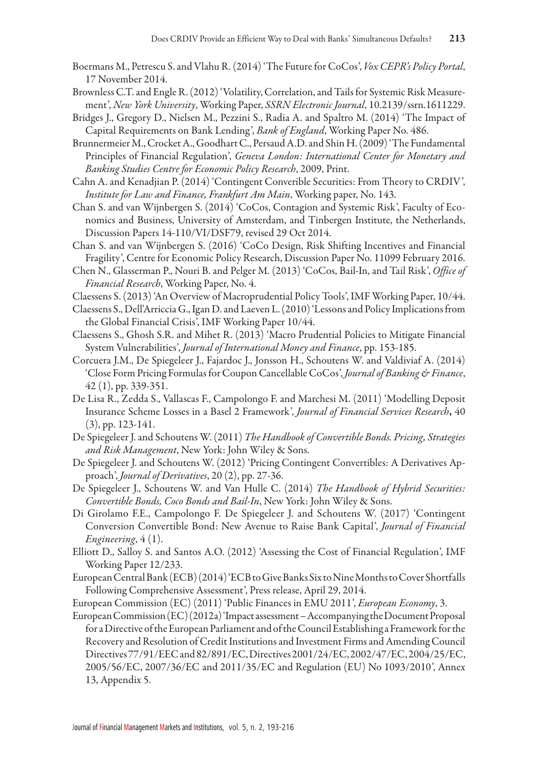Boermans M., Petrescu S. and Vlahu R. (2014) 'The Future for CoCos', *Vox CEPR's Policy Portal*, 17 November 2014.

Brownless C.T. and Engle R. (2012) 'Volatility, Correlation, and Tails for Systemic Risk Measurement', *New York University*, Working Paper, *SSRN Electronic Journal*, 10.2139/ssrn.1611229.

Bridges J., Gregory D., Nielsen M., Pezzini S., Radia A. and Spaltro M. (2014) 'The Impact of Capital Requirements on Bank Lending', *Bank of England*, Working Paper No. 486.

Brunnermeier M., Crocket A., Goodhart C., Persaud A.D. and Shin H. (2009) 'The Fundamental Principles of Financial Regulation', *Geneva London: International Center for Monetary and Banking Studies Centre for Economic Policy Research*, 2009, Print.

Cahn A. and Kenadjian P. (2014) 'Contingent Convertible Securities: From Theory to CRDIV', *Institute for Law and Finance, Frankfurt Am Main*, Working paper, No. 143.

Chan S. and van Wijnbergen S. (2014) 'CoCos, Contagion and Systemic Risk', Faculty of Economics and Business, University of Amsterdam, and Tinbergen Institute, the Netherlands, Discussion Papers 14-110/VI/DSF79, revised 29 Oct 2014.

Chan S. and van Wijnbergen S. (2016) 'CoCo Design, Risk Shifting Incentives and Financial Fragility', Centre for Economic Policy Research, Discussion Paper No. 11099 February 2016.

Chen N., Glasserman P., Nouri B. and Pelger M. (2013) 'CoCos, Bail-In, and Tail Risk', *Office of Financial Research*, Working Paper, No. 4.

Claessens S. (2013) 'An Overview of Macroprudential Policy Tools', IMF Working Paper, 10/44.

Claessens S., Dell'Arriccia G., Igan D. and Laeven L. (2010) 'Lessons and Policy Implications from the Global Financial Crisis', IMF Working Paper 10/44.

Claessens S., Ghosh S.R. and Mihet R. (2013) 'Macro Prudential Policies to Mitigate Financial System Vulnerabilities', *Journal of International Money and Finance*, pp. 153-185.

Corcuera J.M., De Spiegeleer J., Fajardoc J., Jonsson H., Schoutens W. and Valdiviaf A. (2014) 'Close Form Pricing Formulas for Coupon Cancellable CoCos', *Journal of Banking & Finance*, 42 (1), pp. 339-351.

De Lisa R., Zedda S., Vallascas F., Campolongo F. and Marchesi M. (2011) 'Modelling Deposit Insurance Scheme Losses in a Basel 2 Framework', *Journal of Financial Services Research*, 40 (3), pp. 123-141.

De Spiegeleer J. and Schoutens W. (2011) *The Handbook of Convertible Bonds. Pricing, Strategies and Risk Management*, New York: John Wiley & Sons.

De Spiegeleer J. and Schoutens W. (2012) 'Pricing Contingent Convertibles: A Derivatives Approach', *Journal of Derivatives*, 20 (2), pp. 27-36.

De Spiegeleer J., Schoutens W. and Van Hulle C. (2014) *The Handbook of Hybrid Securities: Convertible Bonds, Coco Bonds and Bail-In*, New York: John Wiley & Sons.

Di Girolamo F.E., Campolongo F. De Spiegeleer J. and Schoutens W. (2017) 'Contingent Conversion Convertible Bond: New Avenue to Raise Bank Capital', *Journal of Financial Engineering*, 4 (1).

Elliott D., Salloy S. and Santos A.O. (2012) 'Assessing the Cost of Financial Regulation', IMF Working Paper 12/233.

European Central Bank (ECB) (2014) 'ECB to Give Banks Six to Nine Months to Cover Shortfalls Following Comprehensive Assessment', Press release, April 29, 2014.

European Commission (EC) (2011) 'Public Finances in EMU 2011', *European Economy*, 3.

European Commission (EC) (2012a) 'Impact assessment – Accompanying the Document Proposal for a Directive of the European Parliament and of the Council Establishing a Framework for the Recovery and Resolution of Credit Institutions and Investment Firms and Amending Council Directives 77/91/EEC and 82/891/EC, Directives 2001/24/EC, 2002/47/EC, 2004/25/EC, 2005/56/EC, 2007/36/EC and 2011/35/EC and Regulation (EU) No 1093/2010', Annex 13, Appendix 5.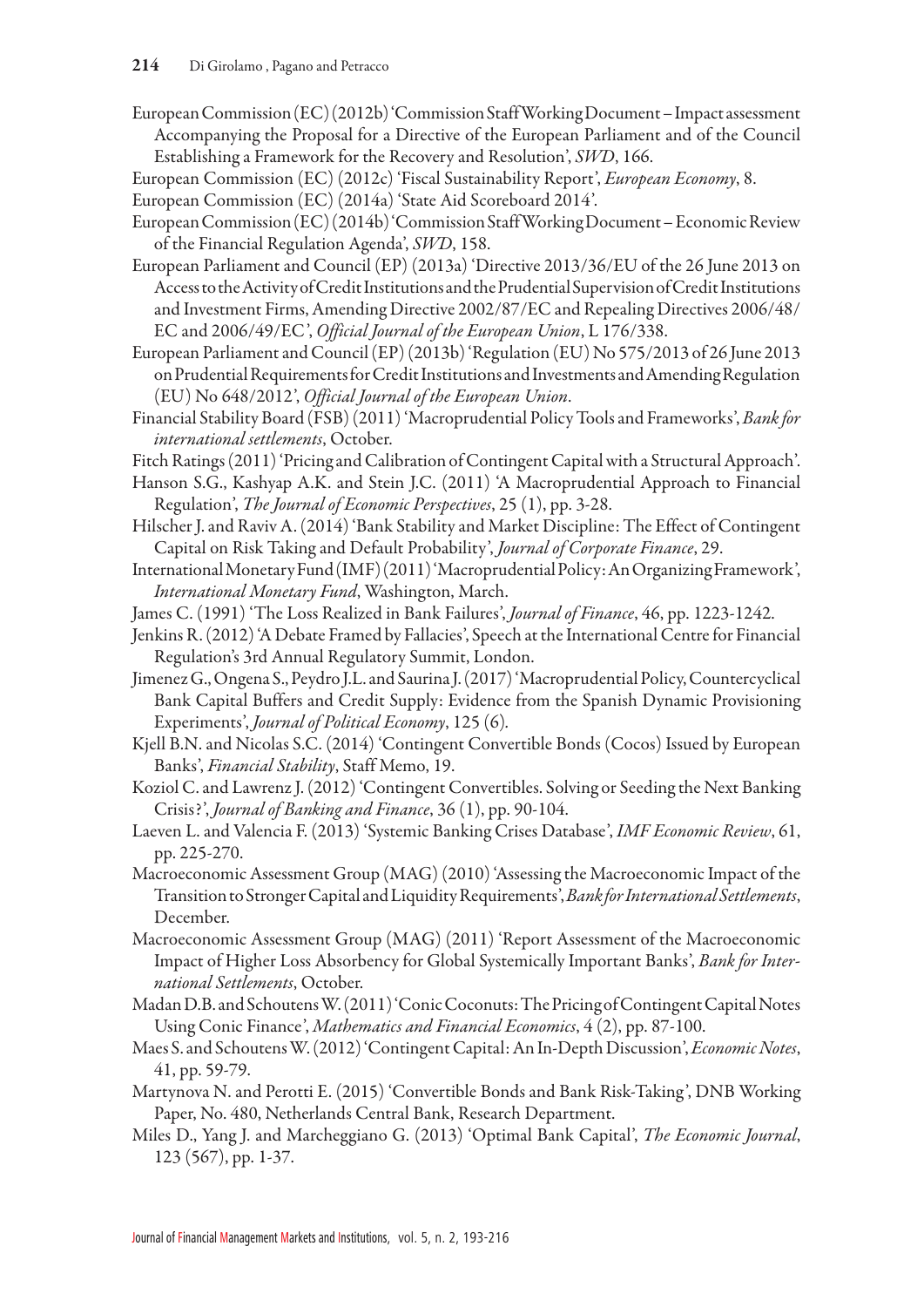European Commission (EC) (2012b) 'Commission Staff Working Document – Impact assessment Accompanying the Proposal for a Directive of the European Parliament and of the Council Establishing a Framework for the Recovery and Resolution', *SWD*, 166.

European Commission (EC) (2012c) 'Fiscal Sustainability Report', *European Economy*, 8.

European Commission (EC) (2014a) 'State Aid Scoreboard 2014'.

European Commission (EC) (2014b) 'Commission Staff Working Document – Economic Review of the Financial Regulation Agenda', *SWD*, 158.

European Parliament and Council (EP) (2013a) 'Directive 2013/36/EU of the 26 June 2013 on Access to the Activity of Credit Institutions and the Prudential Supervision of Credit Institutions and Investment Firms, Amending Directive 2002/87/EC and Repealing Directives 2006/48/EC and 2006/49/EC', *Official Journal of the European Union*, L 176/338.

European Parliament and Council (EP) (2013b) 'Regulation (EU) No 575/2013 of 26 June 2013 on Prudential Requirements for Credit Institutions and Investments and Amending Regulation (EU) No 648/2012', *Official Journal of the European Union*.

Financial Stability Board (FSB) (2011) 'Macroprudential Policy Tools and Frameworks', *Bank for international settlements*, October.

Fitch Ratings (2011) 'Pricing and Calibration of Contingent Capital with a Structural Approach'.

Hanson S.G., Kashyap A.K. and Stein J.C. (2011) 'A Macroprudential Approach to Financial Regulation', *The Journal of Economic Perspectives*, 25 (1), pp. 3-28.

Hilscher J. and Raviv A. (2014) 'Bank Stability and Market Discipline: The Effect of Contingent Capital on Risk Taking and Default Probability', *Journal of Corporate Finance*, 29.

International Monetary Fund (IMF) (2011) 'Macroprudential Policy: An Organizing Framework', *International Monetary Fund*, Washington, March.

James C. (1991) 'The Loss Realized in Bank Failures', *Journal of Finance*, 46, pp. 1223-1242.

Jenkins R. (2012) 'A Debate Framed by Fallacies', Speech at the International Centre for Financial Regulation's 3rd Annual Regulatory Summit, London.

Jimenez G., Ongena S., Peydro J.L. and Saurina J. (2017) 'Macroprudential Policy, Countercyclical Bank Capital Buffers and Credit Supply: Evidence from the Spanish Dynamic Provisioning Experiments', *Journal of Political Economy*, 125 (6).

Kjell B.N. and Nicolas S.C. (2014) 'Contingent Convertible Bonds (Cocos) Issued by European Banks', *Financial Stability*, Staff Memo, 19.

Koziol C. and Lawrenz J. (2012) 'Contingent Convertibles. Solving or Seeding the Next Banking Crisis?', *Journal of Banking and Finance*, 36 (1), pp. 90-104.

Laeven L. and Valencia F. (2013) 'Systemic Banking Crises Database', *IMF Economic Review*, 61, pp. 225-270.

Macroeconomic Assessment Group (MAG) (2010) 'Assessing the Macroeconomic Impact of the Transition to Stronger Capital and Liquidity Requirements', *Bank for International Settlements*, December.

Macroeconomic Assessment Group (MAG) (2011) 'Report Assessment of the Macroeconomic Impact of Higher Loss Absorbency for Global Systemically Important Banks', *Bank for International Settlements*, October.

Madan D.B. and Schoutens W. (2011) 'Conic Coconuts: The Pricing of Contingent Capital Notes Using Conic Finance', *Mathematics and Financial Economics*, 4 (2), pp. 87-100.

Maes S. and Schoutens W. (2012) 'Contingent Capital: An In-Depth Discussion', *Economic Notes*, 41, pp. 59-79.

Martynova N. and Perotti E. (2015) 'Convertible Bonds and Bank Risk-Taking', DNB Working Paper, No. 480, Netherlands Central Bank, Research Department.

Miles D., Yang J. and Marcheggiano G. (2013) 'Optimal Bank Capital', *The Economic Journal*, 123 (567), pp. 1-37.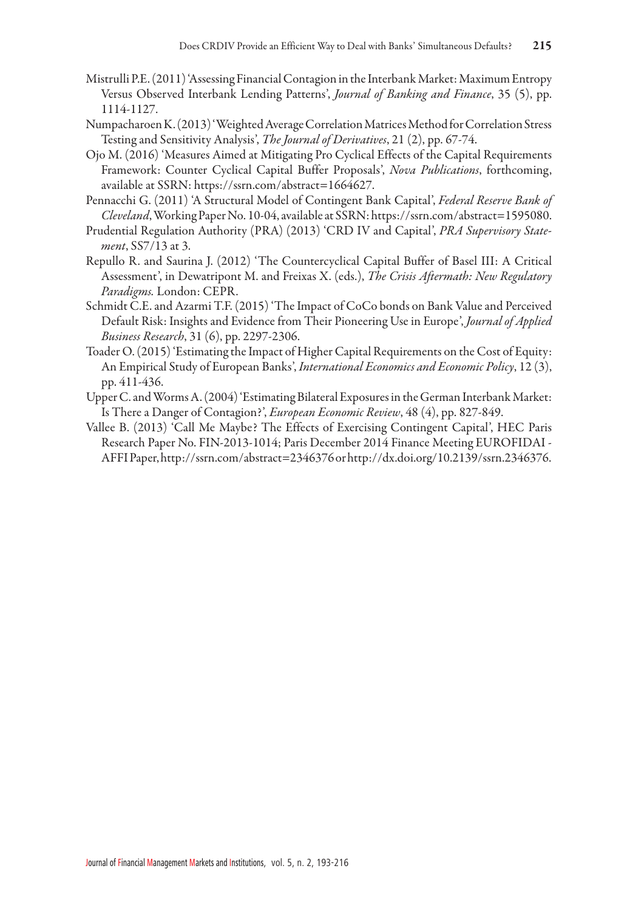Mistrulli P.E. (2011) 'Assessing Financial Contagion in the Interbank Market: Maximum Entropy Versus Observed Interbank Lending Patterns', *Journal of Banking and Finance*, 35 (5), pp. 1114-1127.

Numpacharoen K. (2013) 'Weighted Average Correlation Matrices Method for Correlation Stress Testing and Sensitivity Analysis', *The Journal of Derivatives*, 21 (2), pp. 67-74.

Ojo M. (2016) 'Measures Aimed at Mitigating Pro Cyclical Effects of the Capital Requirements Framework: Counter Cyclical Capital Buffer Proposals', *Nova Publications*, forthcoming, available at SSRN: https://ssrn.com/abstract=1664627.

Pennacchi G. (2011) 'A Structural Model of Contingent Bank Capital', *Federal Reserve Bank of Cleveland*, Working Paper No. 10-04, available at SSRN: https://ssrn.com/abstract=1595080.

Prudential Regulation Authority (PRA) (2013) 'CRD IV and Capital', *PRA Supervisory Statement*, SS7/13 at 3.

Repullo R. and Saurina J. (2012) 'The Countercyclical Capital Buffer of Basel III: A Critical Assessment', in Dewatripont M. and Freixas X. (eds.), *The Crisis Aftermath: New Regulatory Paradigms.* London: CEPR.

Schmidt C.E. and Azarmi T.F. (2015) 'The Impact of CoCo bonds on Bank Value and Perceived Default Risk: Insights and Evidence from Their Pioneering Use in Europe', *Journal of Applied Business Research*, 31 (6), pp. 2297-2306.

Toader O. (2015) 'Estimating the Impact of Higher Capital Requirements on the Cost of Equity: An Empirical Study of European Banks', *International Economics and Economic Policy*, 12 (3), pp. 411-436.

Upper C. and Worms A. (2004) 'Estimating Bilateral Exposures in the German Interbank Market: Is There a Danger of Contagion?', *European Economic Review*, 48 (4), pp. 827-849.

Vallee B. (2013) 'Call Me Maybe? The Effects of Exercising Contingent Capital', HEC Paris Research Paper No. FIN-2013-1014; Paris December 2014 Finance Meeting EUROFIDAI - AFFI Paper, http://ssrn.com/abstract=2346376 or http://dx.doi.org/10.2139/ssrn.2346376.